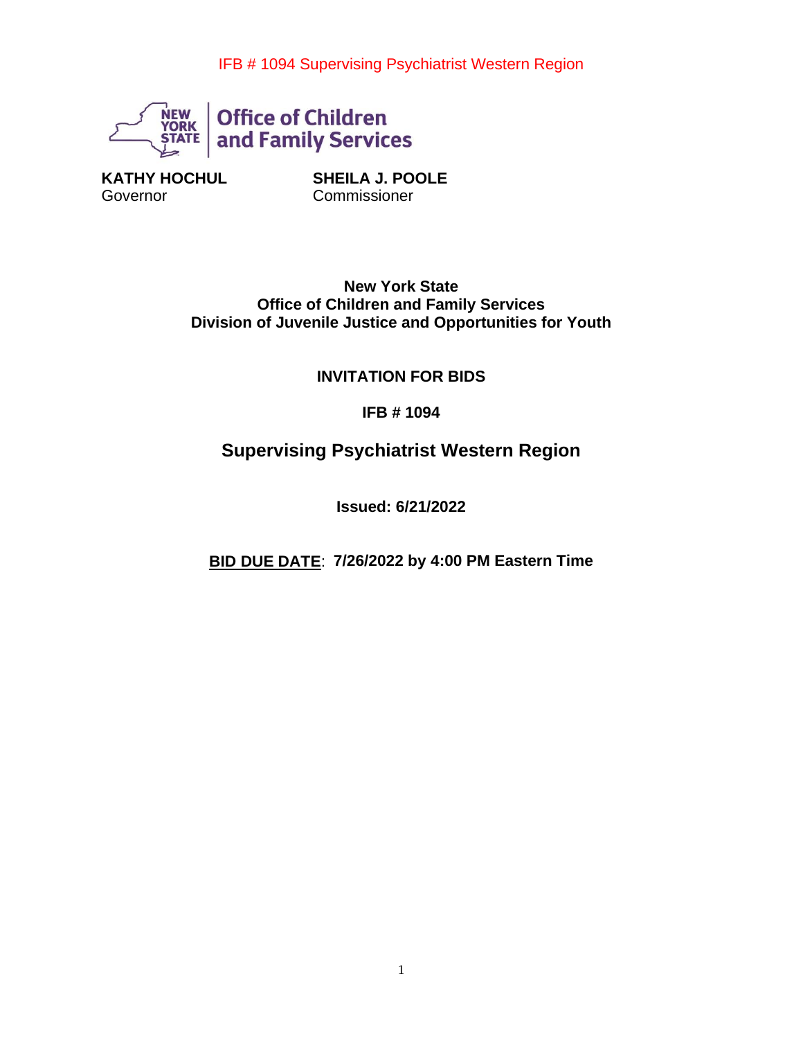IFB # 1094 Supervising Psychiatrist Western Region

Office of Children and Family Services

**KATHY HOCHUL**
Governor

**SHEILA J. POOLE**
Commissioner

**New York State**
**Office of Children and Family Services**
**Division of Juvenile Justice and Opportunities for Youth**

**INVITATION FOR BIDS**

**IFB # 1094**

## Supervising Psychiatrist Western Region

**Issued: 6/21/2022**

**BID DUE DATE**: **7/26/2022 by 4:00 PM Eastern Time**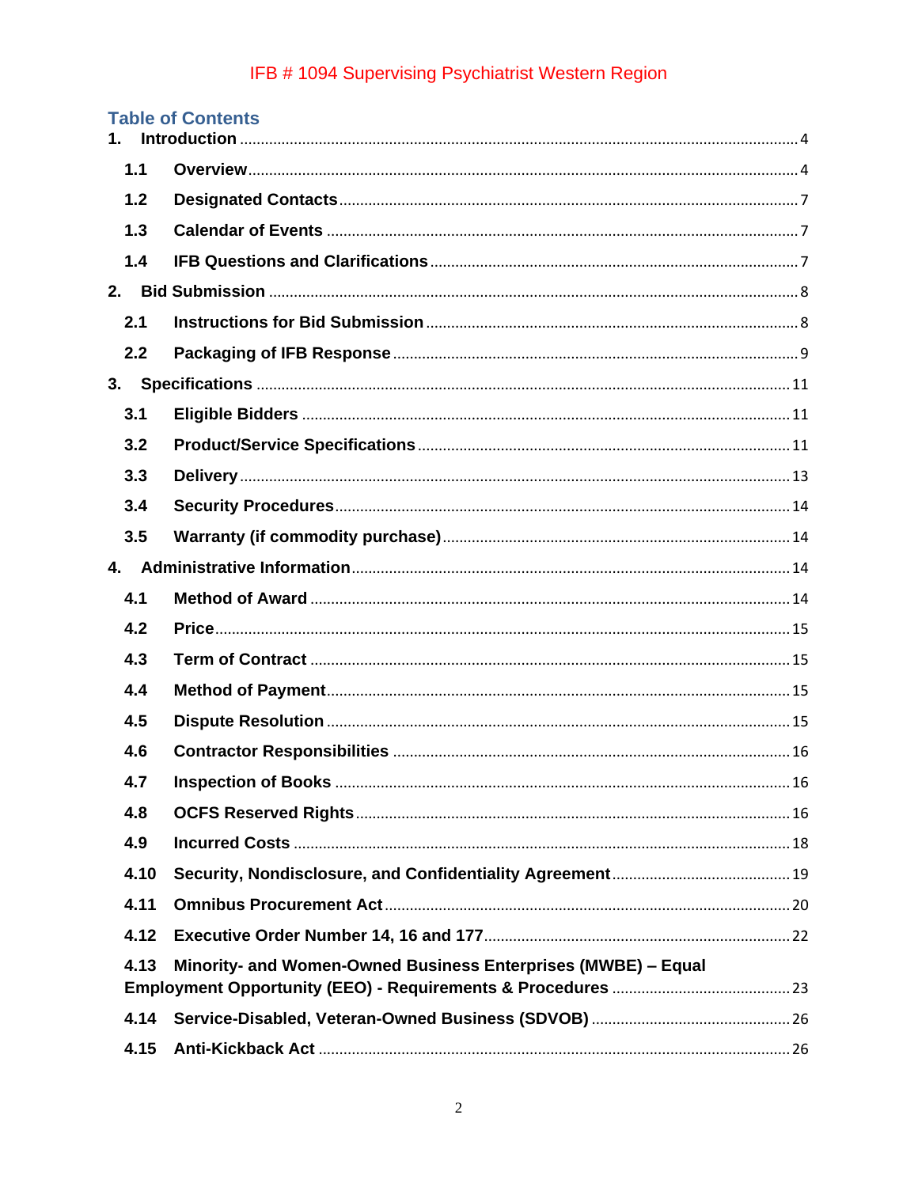IFB # 1094 Supervising Psychiatrist Western Region

## Table of Contents

1. Introduction .......... 4
   - 1.1 Overview .......... 4
   - 1.2 Designated Contacts .......... 7
   - 1.3 Calendar of Events .......... 7
   - 1.4 IFB Questions and Clarifications .......... 7
2. Bid Submission .......... 8
   - 2.1 Instructions for Bid Submission .......... 8
   - 2.2 Packaging of IFB Response .......... 9
3. Specifications .......... 11
   - 3.1 Eligible Bidders .......... 11
   - 3.2 Product/Service Specifications .......... 11
   - 3.3 Delivery .......... 13
   - 3.4 Security Procedures .......... 14
   - 3.5 Warranty (if commodity purchase) .......... 14
4. Administrative Information .......... 14
   - 4.1 Method of Award .......... 14
   - 4.2 Price .......... 15
   - 4.3 Term of Contract .......... 15
   - 4.4 Method of Payment .......... 15
   - 4.5 Dispute Resolution .......... 15
   - 4.6 Contractor Responsibilities .......... 16
   - 4.7 Inspection of Books .......... 16
   - 4.8 OCFS Reserved Rights .......... 16
   - 4.9 Incurred Costs .......... 18
   - 4.10 Security, Nondisclosure, and Confidentiality Agreement .......... 19
   - 4.11 Omnibus Procurement Act .......... 20
   - 4.12 Executive Order Number 14, 16 and 177 .......... 22
   - 4.13 Minority- and Women-Owned Business Enterprises (MWBE) – Equal Employment Opportunity (EEO) - Requirements & Procedures .......... 23
   - 4.14 Service-Disabled, Veteran-Owned Business (SDVOB) .......... 26
   - 4.15 Anti-Kickback Act .......... 26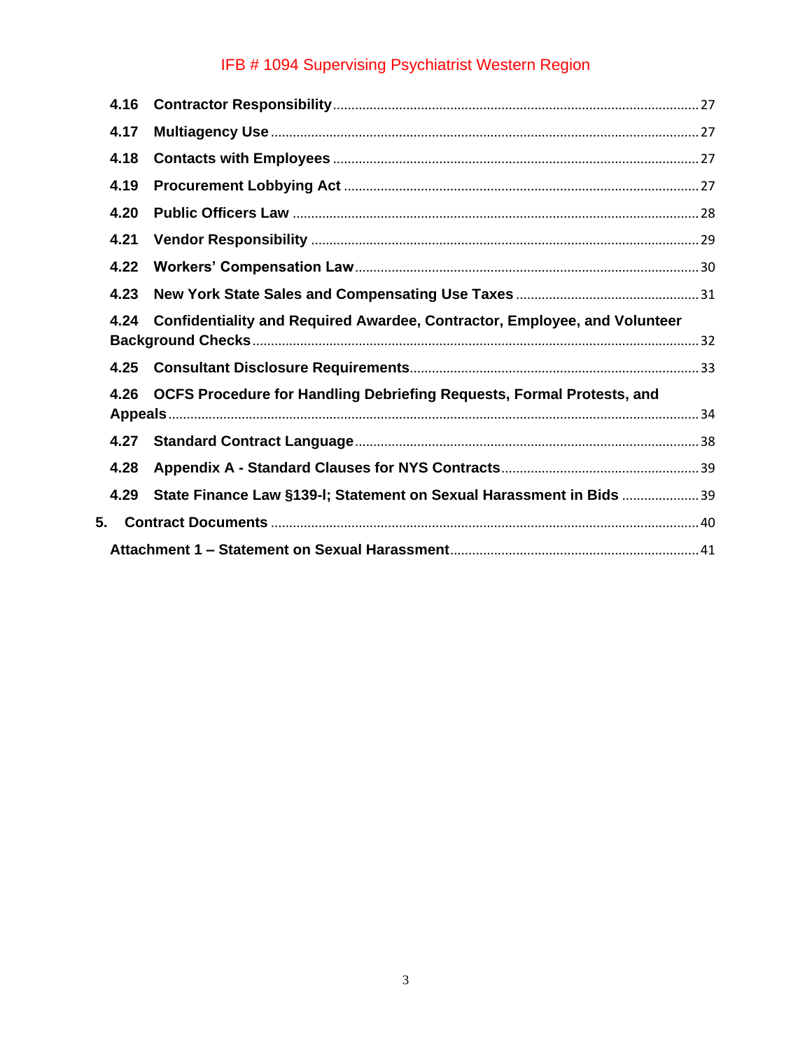**4.16 Contractor Responsibility** ..... 27

**4.17 Multiagency Use** ..... 27

**4.18 Contacts with Employees** ..... 27

**4.19 Procurement Lobbying Act** ..... 27

**4.20 Public Officers Law** ..... 28

**4.21 Vendor Responsibility** ..... 29

**4.22 Workers' Compensation Law** ..... 30

**4.23 New York State Sales and Compensating Use Taxes** ..... 31

**4.24 Confidentiality and Required Awardee, Contractor, Employee, and Volunteer Background Checks** ..... 32

**4.25 Consultant Disclosure Requirements** ..... 33

**4.26 OCFS Procedure for Handling Debriefing Requests, Formal Protests, and Appeals** ..... 34

**4.27 Standard Contract Language** ..... 38

**4.28 Appendix A - Standard Clauses for NYS Contracts** ..... 39

**4.29 State Finance Law §139-l; Statement on Sexual Harassment in Bids** ..... 39

**5. Contract Documents** ..... 40

**Attachment 1 – Statement on Sexual Harassment** ..... 41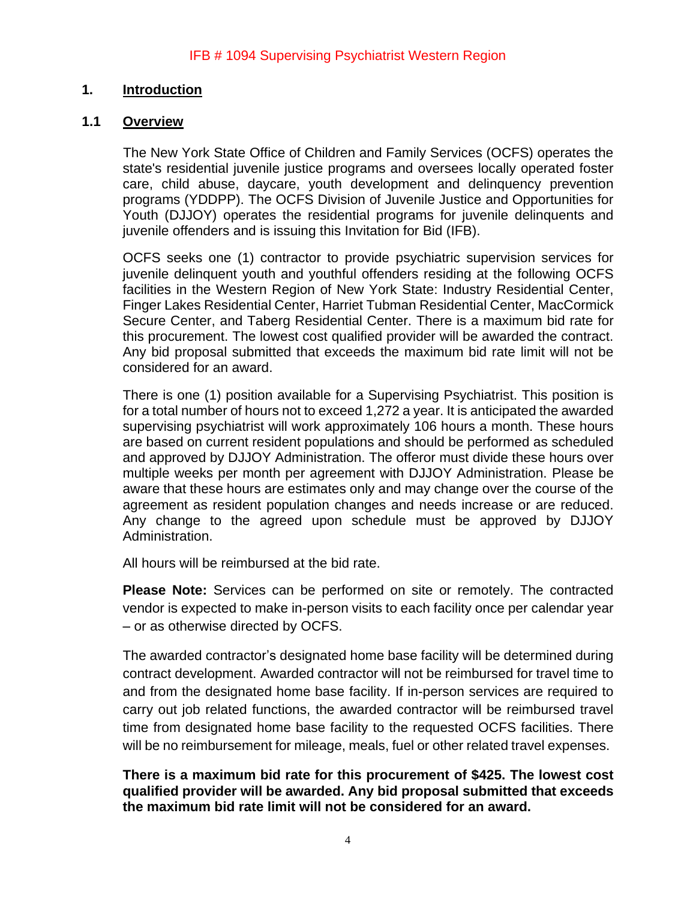IFB # 1094 Supervising Psychiatrist Western Region

# 1. Introduction

## 1.1 Overview

The New York State Office of Children and Family Services (OCFS) operates the state's residential juvenile justice programs and oversees locally operated foster care, child abuse, daycare, youth development and delinquency prevention programs (YDDPP). The OCFS Division of Juvenile Justice and Opportunities for Youth (DJJOY) operates the residential programs for juvenile delinquents and juvenile offenders and is issuing this Invitation for Bid (IFB).

OCFS seeks one (1) contractor to provide psychiatric supervision services for juvenile delinquent youth and youthful offenders residing at the following OCFS facilities in the Western Region of New York State: Industry Residential Center, Finger Lakes Residential Center, Harriet Tubman Residential Center, MacCormick Secure Center, and Taberg Residential Center. There is a maximum bid rate for this procurement. The lowest cost qualified provider will be awarded the contract. Any bid proposal submitted that exceeds the maximum bid rate limit will not be considered for an award.

There is one (1) position available for a Supervising Psychiatrist. This position is for a total number of hours not to exceed 1,272 a year. It is anticipated the awarded supervising psychiatrist will work approximately 106 hours a month. These hours are based on current resident populations and should be performed as scheduled and approved by DJJOY Administration. The offeror must divide these hours over multiple weeks per month per agreement with DJJOY Administration. Please be aware that these hours are estimates only and may change over the course of the agreement as resident population changes and needs increase or are reduced. Any change to the agreed upon schedule must be approved by DJJOY Administration.

All hours will be reimbursed at the bid rate.

**Please Note:** Services can be performed on site or remotely. The contracted vendor is expected to make in-person visits to each facility once per calendar year – or as otherwise directed by OCFS.

The awarded contractor's designated home base facility will be determined during contract development. Awarded contractor will not be reimbursed for travel time to and from the designated home base facility. If in-person services are required to carry out job related functions, the awarded contractor will be reimbursed travel time from designated home base facility to the requested OCFS facilities. There will be no reimbursement for mileage, meals, fuel or other related travel expenses.

**There is a maximum bid rate for this procurement of $425. The lowest cost qualified provider will be awarded. Any bid proposal submitted that exceeds the maximum bid rate limit will not be considered for an award.**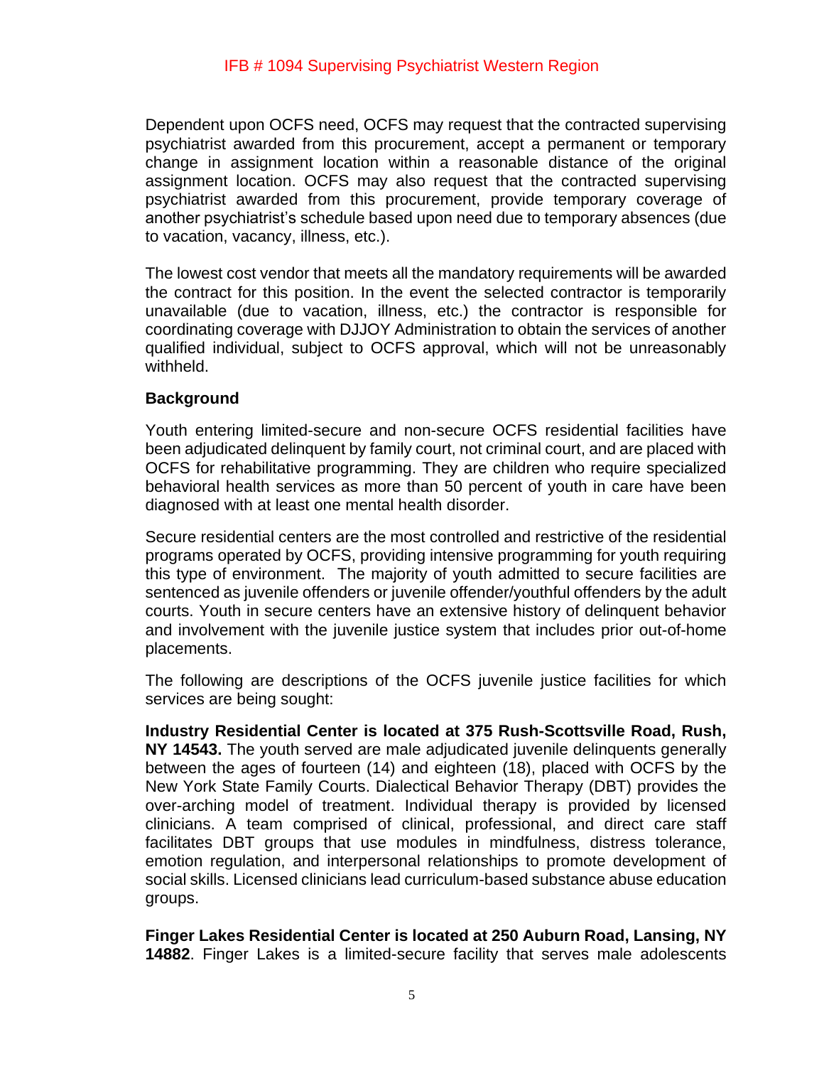Dependent upon OCFS need, OCFS may request that the contracted supervising psychiatrist awarded from this procurement, accept a permanent or temporary change in assignment location within a reasonable distance of the original assignment location. OCFS may also request that the contracted supervising psychiatrist awarded from this procurement, provide temporary coverage of another psychiatrist's schedule based upon need due to temporary absences (due to vacation, vacancy, illness, etc.).

The lowest cost vendor that meets all the mandatory requirements will be awarded the contract for this position. In the event the selected contractor is temporarily unavailable (due to vacation, illness, etc.) the contractor is responsible for coordinating coverage with DJJOY Administration to obtain the services of another qualified individual, subject to OCFS approval, which will not be unreasonably withheld.

**Background**

Youth entering limited-secure and non-secure OCFS residential facilities have been adjudicated delinquent by family court, not criminal court, and are placed with OCFS for rehabilitative programming. They are children who require specialized behavioral health services as more than 50 percent of youth in care have been diagnosed with at least one mental health disorder.

Secure residential centers are the most controlled and restrictive of the residential programs operated by OCFS, providing intensive programming for youth requiring this type of environment. The majority of youth admitted to secure facilities are sentenced as juvenile offenders or juvenile offender/youthful offenders by the adult courts. Youth in secure centers have an extensive history of delinquent behavior and involvement with the juvenile justice system that includes prior out-of-home placements.

The following are descriptions of the OCFS juvenile justice facilities for which services are being sought:

**Industry Residential Center is located at 375 Rush-Scottsville Road, Rush, NY 14543.** The youth served are male adjudicated juvenile delinquents generally between the ages of fourteen (14) and eighteen (18), placed with OCFS by the New York State Family Courts. Dialectical Behavior Therapy (DBT) provides the over-arching model of treatment. Individual therapy is provided by licensed clinicians. A team comprised of clinical, professional, and direct care staff facilitates DBT groups that use modules in mindfulness, distress tolerance, emotion regulation, and interpersonal relationships to promote development of social skills. Licensed clinicians lead curriculum-based substance abuse education groups.

**Finger Lakes Residential Center is located at 250 Auburn Road, Lansing, NY 14882**. Finger Lakes is a limited-secure facility that serves male adolescents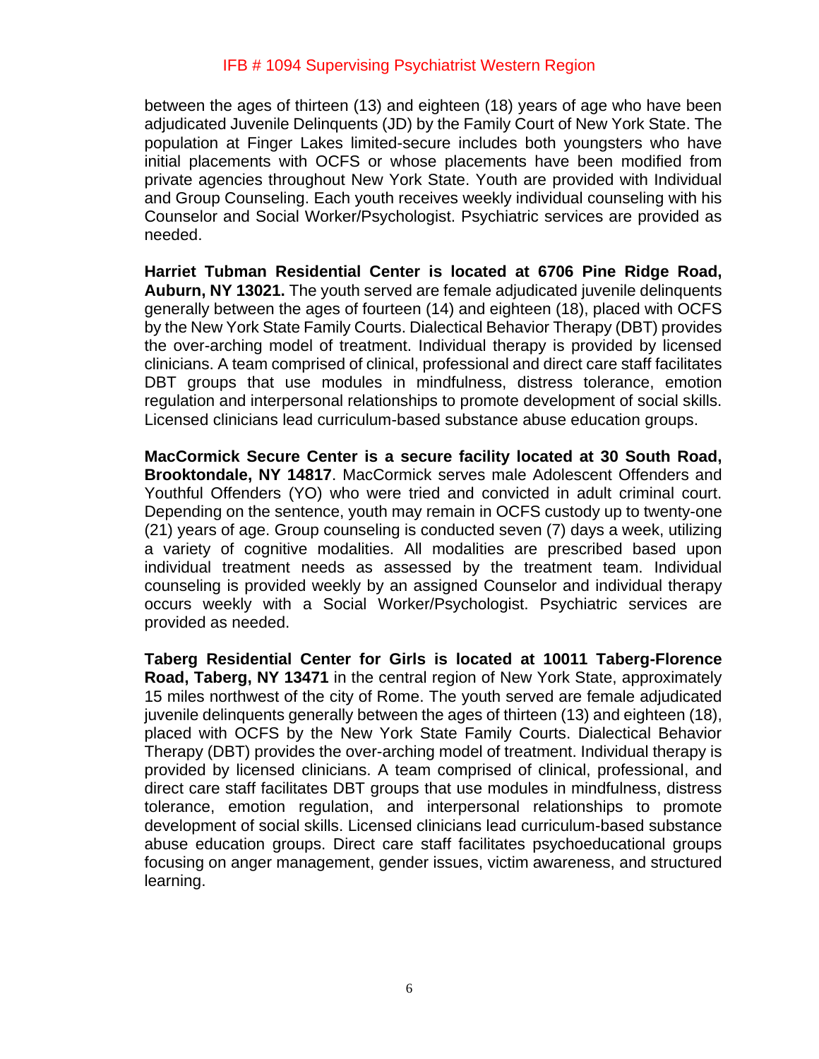between the ages of thirteen (13) and eighteen (18) years of age who have been adjudicated Juvenile Delinquents (JD) by the Family Court of New York State. The population at Finger Lakes limited-secure includes both youngsters who have initial placements with OCFS or whose placements have been modified from private agencies throughout New York State. Youth are provided with Individual and Group Counseling. Each youth receives weekly individual counseling with his Counselor and Social Worker/Psychologist. Psychiatric services are provided as needed.

**Harriet Tubman Residential Center is located at 6706 Pine Ridge Road, Auburn, NY 13021.** The youth served are female adjudicated juvenile delinquents generally between the ages of fourteen (14) and eighteen (18), placed with OCFS by the New York State Family Courts. Dialectical Behavior Therapy (DBT) provides the over-arching model of treatment. Individual therapy is provided by licensed clinicians. A team comprised of clinical, professional and direct care staff facilitates DBT groups that use modules in mindfulness, distress tolerance, emotion regulation and interpersonal relationships to promote development of social skills. Licensed clinicians lead curriculum-based substance abuse education groups.

**MacCormick Secure Center is a secure facility located at 30 South Road, Brooktondale, NY 14817**. MacCormick serves male Adolescent Offenders and Youthful Offenders (YO) who were tried and convicted in adult criminal court. Depending on the sentence, youth may remain in OCFS custody up to twenty-one (21) years of age. Group counseling is conducted seven (7) days a week, utilizing a variety of cognitive modalities. All modalities are prescribed based upon individual treatment needs as assessed by the treatment team. Individual counseling is provided weekly by an assigned Counselor and individual therapy occurs weekly with a Social Worker/Psychologist. Psychiatric services are provided as needed.

**Taberg Residential Center for Girls is located at 10011 Taberg-Florence Road, Taberg, NY 13471** in the central region of New York State, approximately 15 miles northwest of the city of Rome. The youth served are female adjudicated juvenile delinquents generally between the ages of thirteen (13) and eighteen (18), placed with OCFS by the New York State Family Courts. Dialectical Behavior Therapy (DBT) provides the over-arching model of treatment. Individual therapy is provided by licensed clinicians. A team comprised of clinical, professional, and direct care staff facilitates DBT groups that use modules in mindfulness, distress tolerance, emotion regulation, and interpersonal relationships to promote development of social skills. Licensed clinicians lead curriculum-based substance abuse education groups. Direct care staff facilitates psychoeducational groups focusing on anger management, gender issues, victim awareness, and structured learning.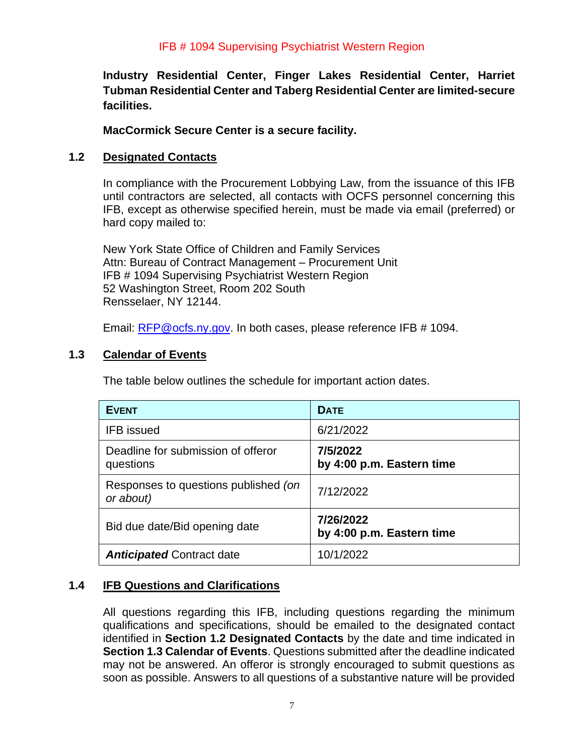**Industry Residential Center, Finger Lakes Residential Center, Harriet Tubman Residential Center and Taberg Residential Center are limited-secure facilities.**

**MacCormick Secure Center is a secure facility.**

## 1.2 Designated Contacts

In compliance with the Procurement Lobbying Law, from the issuance of this IFB until contractors are selected, all contacts with OCFS personnel concerning this IFB, except as otherwise specified herein, must be made via email (preferred) or hard copy mailed to:

New York State Office of Children and Family Services
Attn: Bureau of Contract Management – Procurement Unit
IFB # 1094 Supervising Psychiatrist Western Region
52 Washington Street, Room 202 South
Rensselaer, NY 12144.

Email: RFP@ocfs.ny.gov. In both cases, please reference IFB # 1094.

## 1.3 Calendar of Events

The table below outlines the schedule for important action dates.

| EVENT | DATE |
|---|---|
| IFB issued | 6/21/2022 |
| Deadline for submission of offeror questions | **7/5/2022 by 4:00 p.m. Eastern time** |
| Responses to questions published *(on or about)* | 7/12/2022 |
| Bid due date/Bid opening date | **7/26/2022 by 4:00 p.m. Eastern time** |
| ***Anticipated*** Contract date | 10/1/2022 |

## 1.4 IFB Questions and Clarifications

All questions regarding this IFB, including questions regarding the minimum qualifications and specifications, should be emailed to the designated contact identified in **Section 1.2 Designated Contacts** by the date and time indicated in **Section 1.3 Calendar of Events**. Questions submitted after the deadline indicated may not be answered. An offeror is strongly encouraged to submit questions as soon as possible. Answers to all questions of a substantive nature will be provided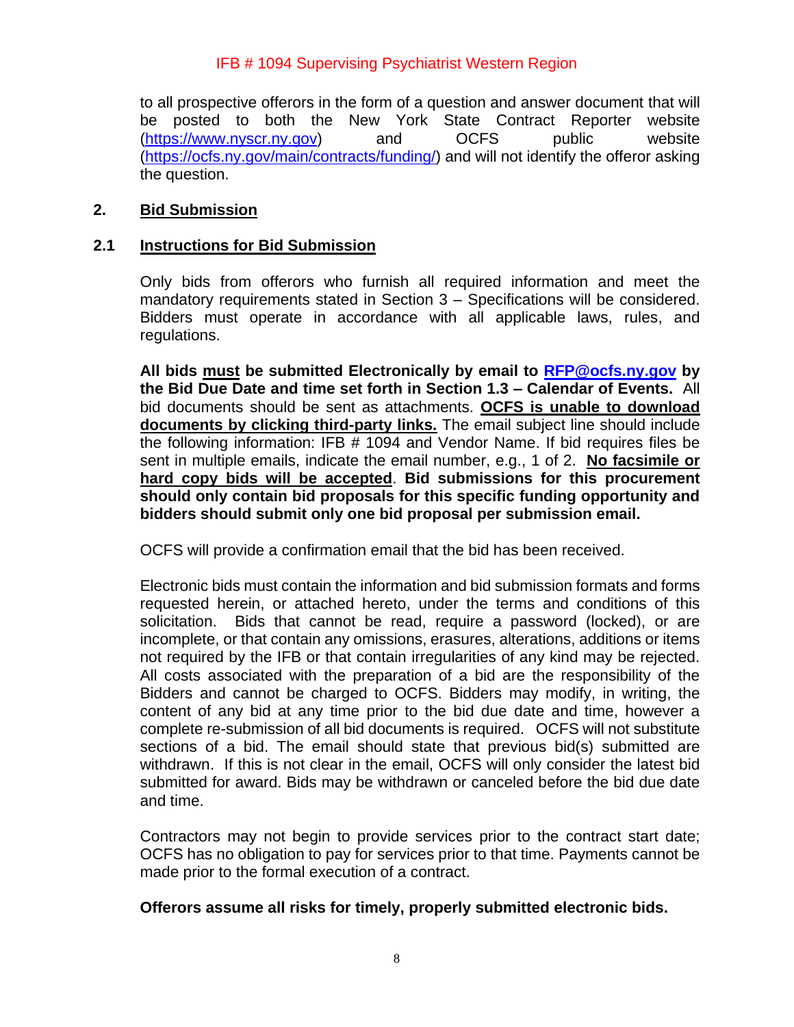to all prospective offerors in the form of a question and answer document that will be posted to both the New York State Contract Reporter website (https://www.nyscr.ny.gov) and OCFS public website (https://ocfs.ny.gov/main/contracts/funding/) and will not identify the offeror asking the question.

## 2. Bid Submission

### 2.1 Instructions for Bid Submission

Only bids from offerors who furnish all required information and meet the mandatory requirements stated in Section 3 – Specifications will be considered. Bidders must operate in accordance with all applicable laws, rules, and regulations.

**All bids must be submitted Electronically by email to RFP@ocfs.ny.gov by the Bid Due Date and time set forth in Section 1.3 – Calendar of Events.** All bid documents should be sent as attachments. **OCFS is unable to download documents by clicking third-party links.** The email subject line should include the following information: IFB # 1094 and Vendor Name. If bid requires files be sent in multiple emails, indicate the email number, e.g., 1 of 2. **No facsimile or hard copy bids will be accepted**. **Bid submissions for this procurement should only contain bid proposals for this specific funding opportunity and bidders should submit only one bid proposal per submission email.**

OCFS will provide a confirmation email that the bid has been received.

Electronic bids must contain the information and bid submission formats and forms requested herein, or attached hereto, under the terms and conditions of this solicitation. Bids that cannot be read, require a password (locked), or are incomplete, or that contain any omissions, erasures, alterations, additions or items not required by the IFB or that contain irregularities of any kind may be rejected. All costs associated with the preparation of a bid are the responsibility of the Bidders and cannot be charged to OCFS. Bidders may modify, in writing, the content of any bid at any time prior to the bid due date and time, however a complete re-submission of all bid documents is required. OCFS will not substitute sections of a bid. The email should state that previous bid(s) submitted are withdrawn. If this is not clear in the email, OCFS will only consider the latest bid submitted for award. Bids may be withdrawn or canceled before the bid due date and time.

Contractors may not begin to provide services prior to the contract start date; OCFS has no obligation to pay for services prior to that time. Payments cannot be made prior to the formal execution of a contract.

**Offerors assume all risks for timely, properly submitted electronic bids.**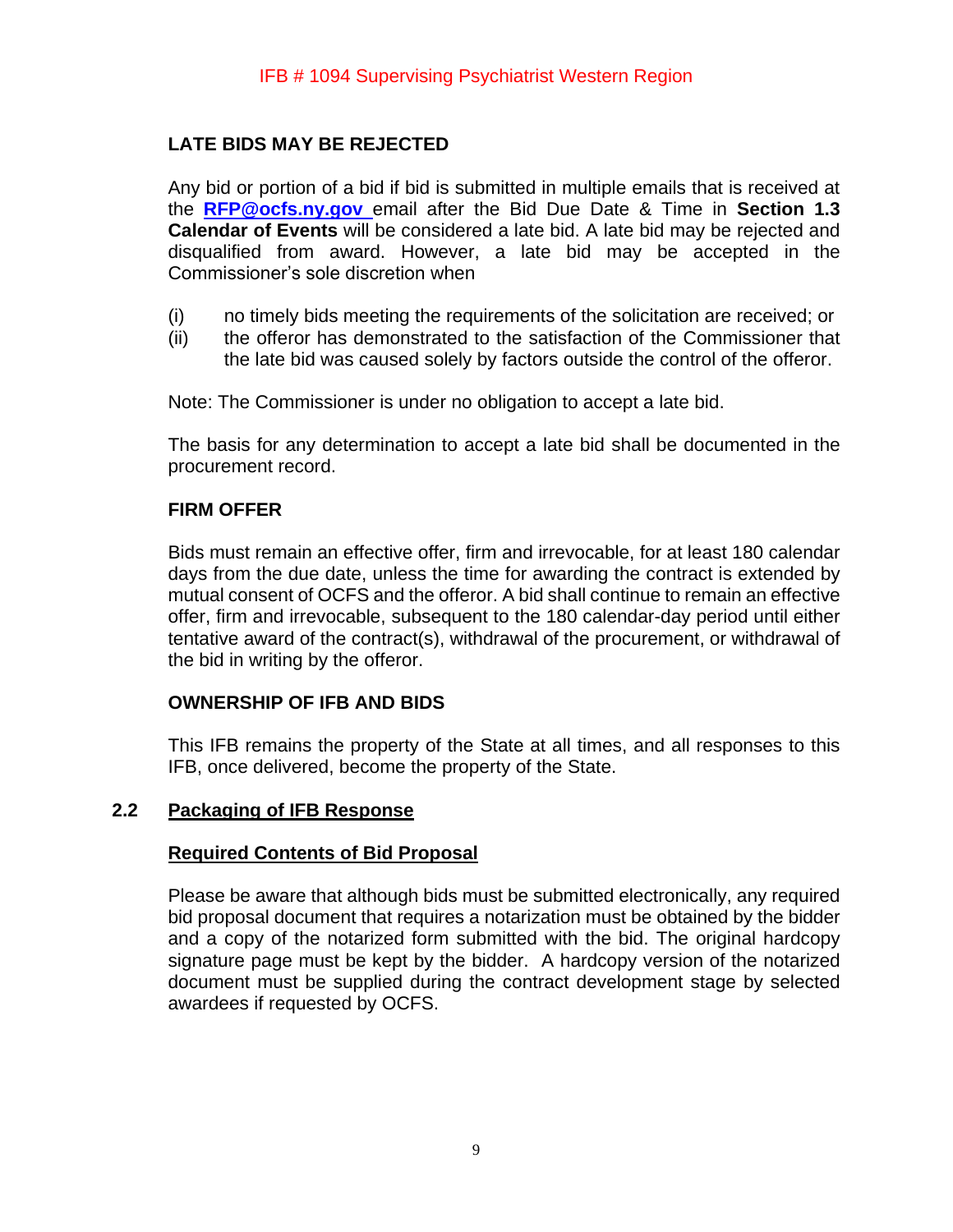### LATE BIDS MAY BE REJECTED

Any bid or portion of a bid if bid is submitted in multiple emails that is received at the **RFP@ocfs.ny.gov** email after the Bid Due Date & Time in **Section 1.3 Calendar of Events** will be considered a late bid. A late bid may be rejected and disqualified from award. However, a late bid may be accepted in the Commissioner's sole discretion when

(i) no timely bids meeting the requirements of the solicitation are received; or
(ii) the offeror has demonstrated to the satisfaction of the Commissioner that the late bid was caused solely by factors outside the control of the offeror.

Note: The Commissioner is under no obligation to accept a late bid.

The basis for any determination to accept a late bid shall be documented in the procurement record.

### FIRM OFFER

Bids must remain an effective offer, firm and irrevocable, for at least 180 calendar days from the due date, unless the time for awarding the contract is extended by mutual consent of OCFS and the offeror. A bid shall continue to remain an effective offer, firm and irrevocable, subsequent to the 180 calendar-day period until either tentative award of the contract(s), withdrawal of the procurement, or withdrawal of the bid in writing by the offeror.

### OWNERSHIP OF IFB AND BIDS

This IFB remains the property of the State at all times, and all responses to this IFB, once delivered, become the property of the State.

## 2.2 Packaging of IFB Response

### Required Contents of Bid Proposal

Please be aware that although bids must be submitted electronically, any required bid proposal document that requires a notarization must be obtained by the bidder and a copy of the notarized form submitted with the bid. The original hardcopy signature page must be kept by the bidder. A hardcopy version of the notarized document must be supplied during the contract development stage by selected awardees if requested by OCFS.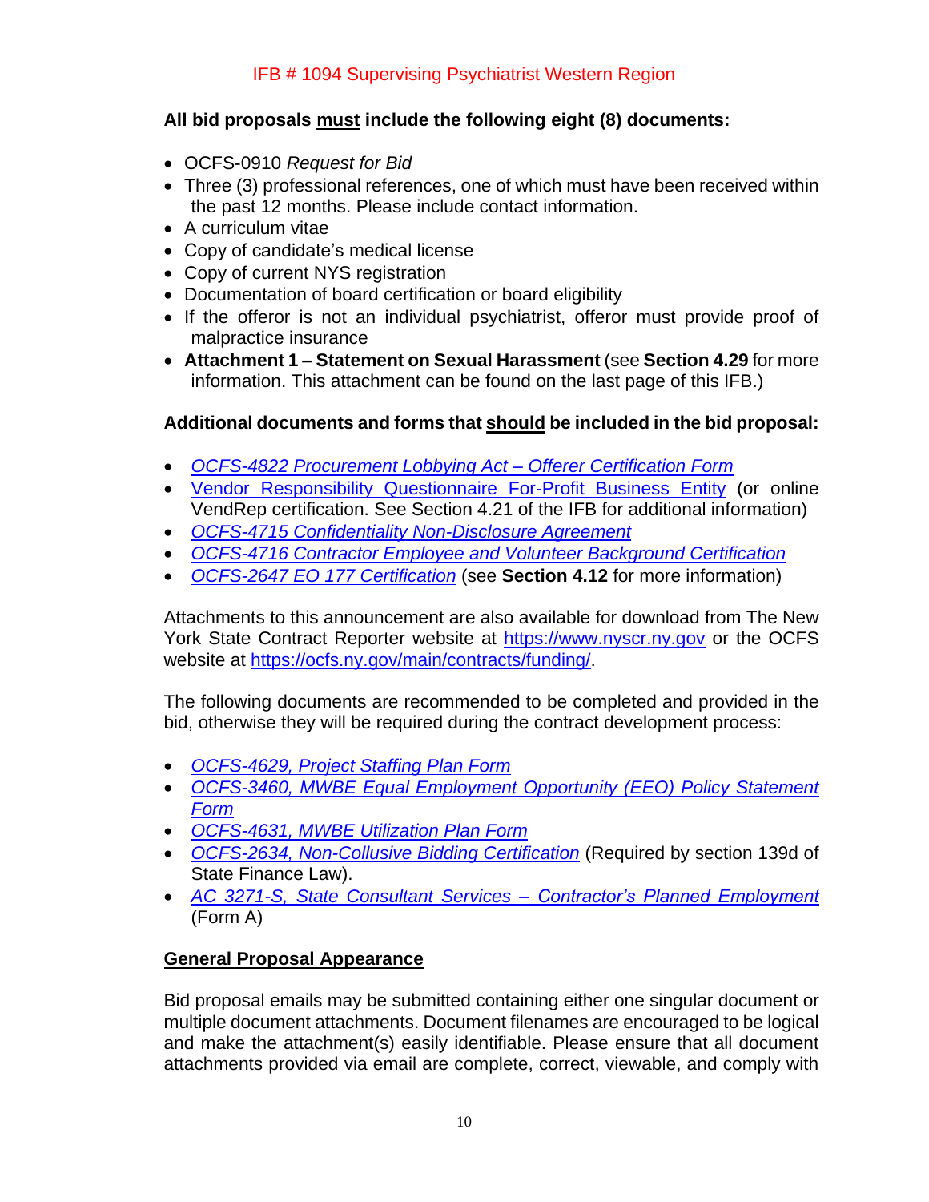**All bid proposals <u>must</u> include the following eight (8) documents:**

- OCFS-0910 *Request for Bid*
- Three (3) professional references, one of which must have been received within the past 12 months. Please include contact information.
- A curriculum vitae
- Copy of candidate's medical license
- Copy of current NYS registration
- Documentation of board certification or board eligibility
- If the offeror is not an individual psychiatrist, offeror must provide proof of malpractice insurance
- **Attachment 1 – Statement on Sexual Harassment** (see **Section 4.29** for more information. This attachment can be found on the last page of this IFB.)

**Additional documents and forms that <u>should</u> be included in the bid proposal:**

- *OCFS-4822 Procurement Lobbying Act – Offerer Certification Form*
- Vendor Responsibility Questionnaire For-Profit Business Entity (or online VendRep certification. See Section 4.21 of the IFB for additional information)
- *OCFS-4715 Confidentiality Non-Disclosure Agreement*
- *OCFS-4716 Contractor Employee and Volunteer Background Certification*
- *OCFS-2647 EO 177 Certification* (see **Section 4.12** for more information)

Attachments to this announcement are also available for download from The New York State Contract Reporter website at https://www.nyscr.ny.gov or the OCFS website at https://ocfs.ny.gov/main/contracts/funding/.

The following documents are recommended to be completed and provided in the bid, otherwise they will be required during the contract development process:

- *OCFS-4629, Project Staffing Plan Form*
- *OCFS-3460, MWBE Equal Employment Opportunity (EEO) Policy Statement Form*
- *OCFS-4631, MWBE Utilization Plan Form*
- *OCFS-2634, Non-Collusive Bidding Certification* (Required by section 139d of State Finance Law).
- *AC 3271-S, State Consultant Services – Contractor's Planned Employment* (Form A)

**<u>General Proposal Appearance</u>**

Bid proposal emails may be submitted containing either one singular document or multiple document attachments. Document filenames are encouraged to be logical and make the attachment(s) easily identifiable. Please ensure that all document attachments provided via email are complete, correct, viewable, and comply with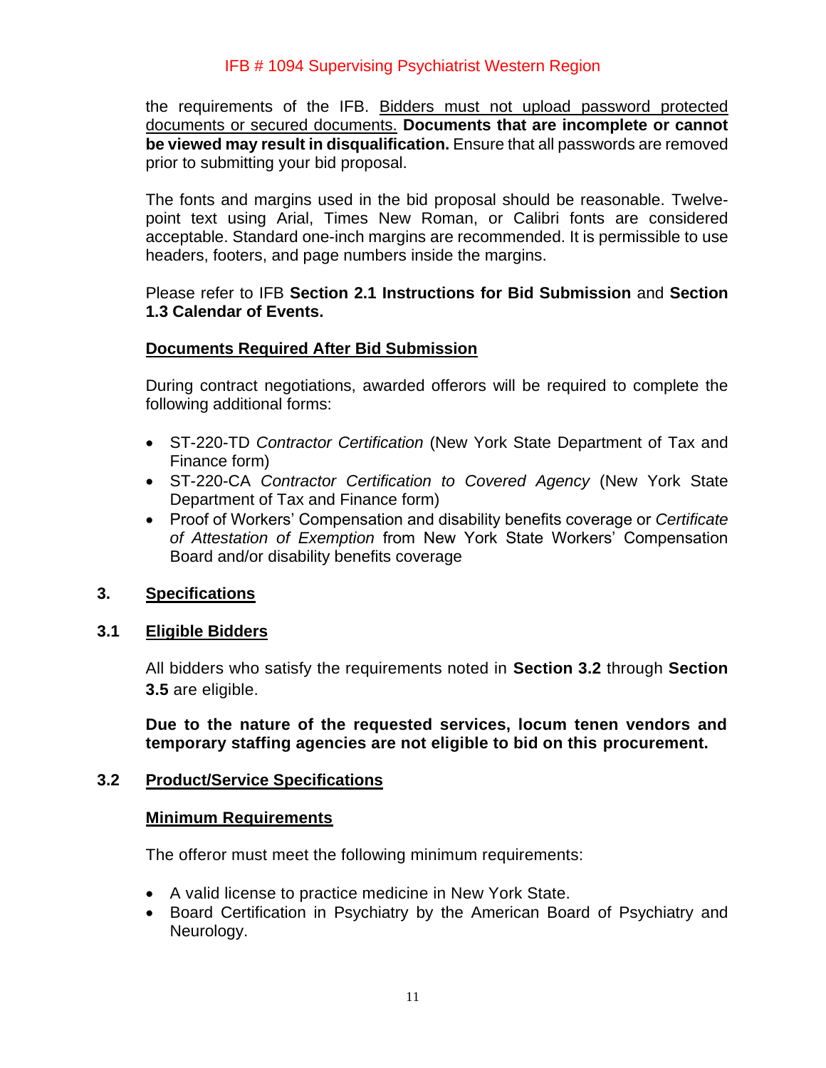the requirements of the IFB. Bidders must not upload password protected documents or secured documents. **Documents that are incomplete or cannot be viewed may result in disqualification.** Ensure that all passwords are removed prior to submitting your bid proposal.

The fonts and margins used in the bid proposal should be reasonable. Twelve-point text using Arial, Times New Roman, or Calibri fonts are considered acceptable. Standard one-inch margins are recommended. It is permissible to use headers, footers, and page numbers inside the margins.

Please refer to IFB **Section 2.1 Instructions for Bid Submission** and **Section 1.3 Calendar of Events.**

**Documents Required After Bid Submission**

During contract negotiations, awarded offerors will be required to complete the following additional forms:

- ST-220-TD *Contractor Certification* (New York State Department of Tax and Finance form)
- ST-220-CA *Contractor Certification to Covered Agency* (New York State Department of Tax and Finance form)
- Proof of Workers' Compensation and disability benefits coverage or *Certificate of Attestation of Exemption* from New York State Workers' Compensation Board and/or disability benefits coverage

## 3. Specifications

### 3.1 Eligible Bidders

All bidders who satisfy the requirements noted in **Section 3.2** through **Section 3.5** are eligible.

**Due to the nature of the requested services, locum tenen vendors and temporary staffing agencies are not eligible to bid on this procurement.**

### 3.2 Product/Service Specifications

**Minimum Requirements**

The offeror must meet the following minimum requirements:

- A valid license to practice medicine in New York State.
- Board Certification in Psychiatry by the American Board of Psychiatry and Neurology.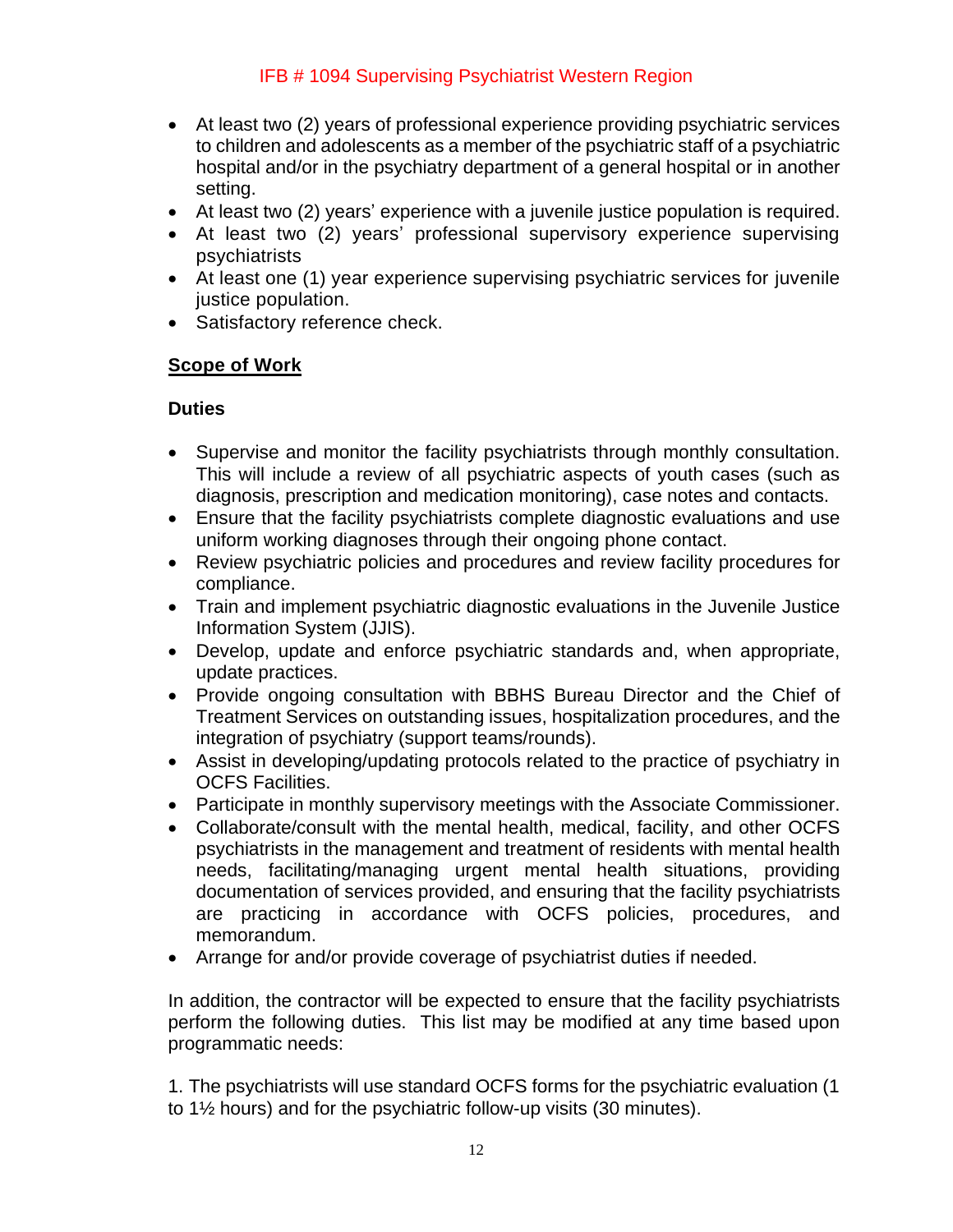- At least two (2) years of professional experience providing psychiatric services to children and adolescents as a member of the psychiatric staff of a psychiatric hospital and/or in the psychiatry department of a general hospital or in another setting.
- At least two (2) years' experience with a juvenile justice population is required.
- At least two (2) years' professional supervisory experience supervising psychiatrists
- At least one (1) year experience supervising psychiatric services for juvenile justice population.
- Satisfactory reference check.

## Scope of Work

### Duties

- Supervise and monitor the facility psychiatrists through monthly consultation. This will include a review of all psychiatric aspects of youth cases (such as diagnosis, prescription and medication monitoring), case notes and contacts.
- Ensure that the facility psychiatrists complete diagnostic evaluations and use uniform working diagnoses through their ongoing phone contact.
- Review psychiatric policies and procedures and review facility procedures for compliance.
- Train and implement psychiatric diagnostic evaluations in the Juvenile Justice Information System (JJIS).
- Develop, update and enforce psychiatric standards and, when appropriate, update practices.
- Provide ongoing consultation with BBHS Bureau Director and the Chief of Treatment Services on outstanding issues, hospitalization procedures, and the integration of psychiatry (support teams/rounds).
- Assist in developing/updating protocols related to the practice of psychiatry in OCFS Facilities.
- Participate in monthly supervisory meetings with the Associate Commissioner.
- Collaborate/consult with the mental health, medical, facility, and other OCFS psychiatrists in the management and treatment of residents with mental health needs, facilitating/managing urgent mental health situations, providing documentation of services provided, and ensuring that the facility psychiatrists are practicing in accordance with OCFS policies, procedures, and memorandum.
- Arrange for and/or provide coverage of psychiatrist duties if needed.

In addition, the contractor will be expected to ensure that the facility psychiatrists perform the following duties. This list may be modified at any time based upon programmatic needs:

1. The psychiatrists will use standard OCFS forms for the psychiatric evaluation (1 to 1½ hours) and for the psychiatric follow-up visits (30 minutes).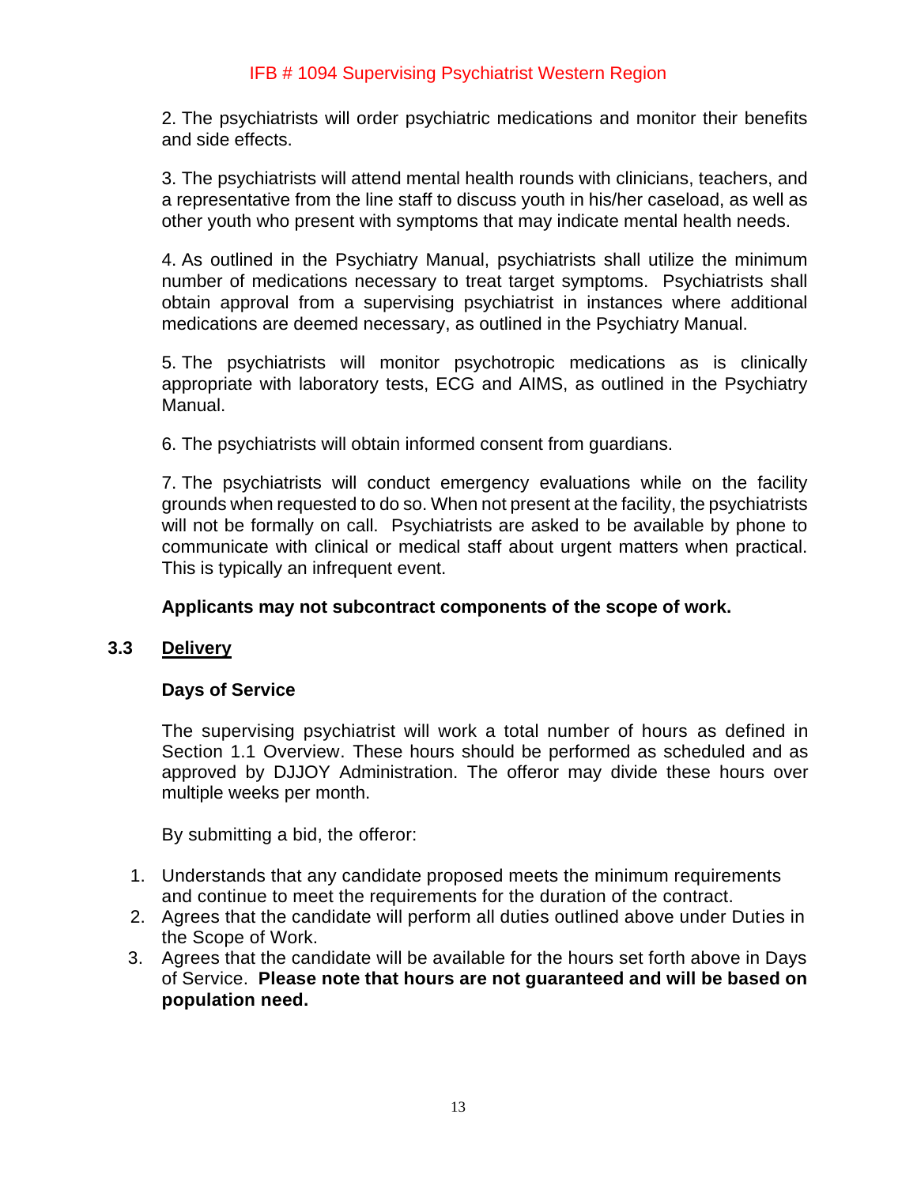2. The psychiatrists will order psychiatric medications and monitor their benefits and side effects.

3. The psychiatrists will attend mental health rounds with clinicians, teachers, and a representative from the line staff to discuss youth in his/her caseload, as well as other youth who present with symptoms that may indicate mental health needs.

4. As outlined in the Psychiatry Manual, psychiatrists shall utilize the minimum number of medications necessary to treat target symptoms. Psychiatrists shall obtain approval from a supervising psychiatrist in instances where additional medications are deemed necessary, as outlined in the Psychiatry Manual.

5. The psychiatrists will monitor psychotropic medications as is clinically appropriate with laboratory tests, ECG and AIMS, as outlined in the Psychiatry Manual.

6. The psychiatrists will obtain informed consent from guardians.

7. The psychiatrists will conduct emergency evaluations while on the facility grounds when requested to do so. When not present at the facility, the psychiatrists will not be formally on call. Psychiatrists are asked to be available by phone to communicate with clinical or medical staff about urgent matters when practical. This is typically an infrequent event.

**Applicants may not subcontract components of the scope of work.**

## 3.3 Delivery

**Days of Service**

The supervising psychiatrist will work a total number of hours as defined in Section 1.1 Overview. These hours should be performed as scheduled and as approved by DJJOY Administration. The offeror may divide these hours over multiple weeks per month.

By submitting a bid, the offeror:

1. Understands that any candidate proposed meets the minimum requirements and continue to meet the requirements for the duration of the contract.
2. Agrees that the candidate will perform all duties outlined above under Duties in the Scope of Work.
3. Agrees that the candidate will be available for the hours set forth above in Days of Service. **Please note that hours are not guaranteed and will be based on population need.**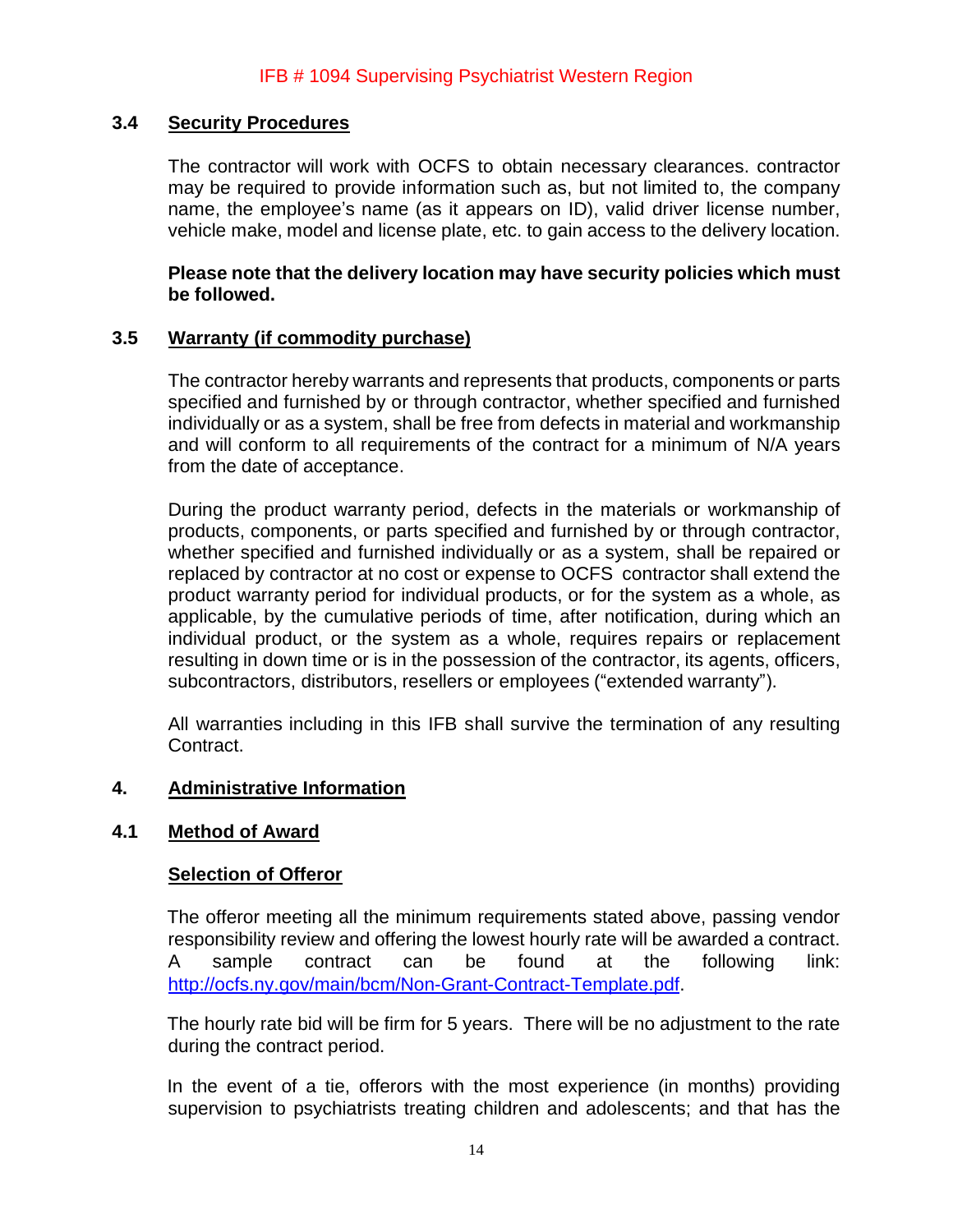### 3.4 Security Procedures

The contractor will work with OCFS to obtain necessary clearances. contractor may be required to provide information such as, but not limited to, the company name, the employee's name (as it appears on ID), valid driver license number, vehicle make, model and license plate, etc. to gain access to the delivery location.

**Please note that the delivery location may have security policies which must be followed.**

### 3.5 Warranty (if commodity purchase)

The contractor hereby warrants and represents that products, components or parts specified and furnished by or through contractor, whether specified and furnished individually or as a system, shall be free from defects in material and workmanship and will conform to all requirements of the contract for a minimum of N/A years from the date of acceptance.

During the product warranty period, defects in the materials or workmanship of products, components, or parts specified and furnished by or through contractor, whether specified and furnished individually or as a system, shall be repaired or replaced by contractor at no cost or expense to OCFS contractor shall extend the product warranty period for individual products, or for the system as a whole, as applicable, by the cumulative periods of time, after notification, during which an individual product, or the system as a whole, requires repairs or replacement resulting in down time or is in the possession of the contractor, its agents, officers, subcontractors, distributors, resellers or employees ("extended warranty").

All warranties including in this IFB shall survive the termination of any resulting Contract.

## 4. Administrative Information

### 4.1 Method of Award

**Selection of Offeror**

The offeror meeting all the minimum requirements stated above, passing vendor responsibility review and offering the lowest hourly rate will be awarded a contract. A sample contract can be found at the following link: http://ocfs.ny.gov/main/bcm/Non-Grant-Contract-Template.pdf.

The hourly rate bid will be firm for 5 years. There will be no adjustment to the rate during the contract period.

In the event of a tie, offerors with the most experience (in months) providing supervision to psychiatrists treating children and adolescents; and that has the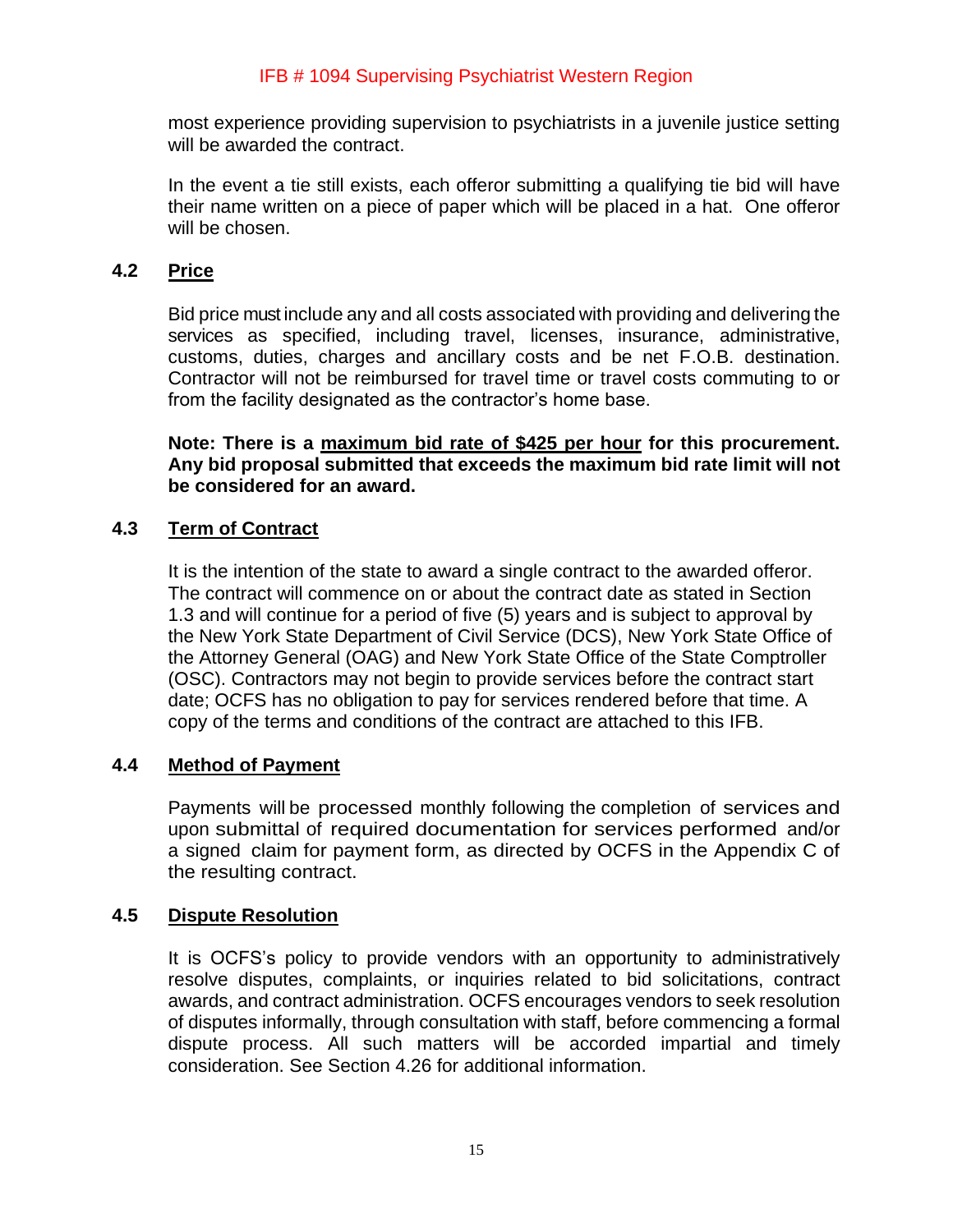most experience providing supervision to psychiatrists in a juvenile justice setting will be awarded the contract.

In the event a tie still exists, each offeror submitting a qualifying tie bid will have their name written on a piece of paper which will be placed in a hat. One offeror will be chosen.

### 4.2 Price

Bid price must include any and all costs associated with providing and delivering the services as specified, including travel, licenses, insurance, administrative, customs, duties, charges and ancillary costs and be net F.O.B. destination. Contractor will not be reimbursed for travel time or travel costs commuting to or from the facility designated as the contractor's home base.

**Note: There is a maximum bid rate of $425 per hour for this procurement. Any bid proposal submitted that exceeds the maximum bid rate limit will not be considered for an award.**

### 4.3 Term of Contract

It is the intention of the state to award a single contract to the awarded offeror. The contract will commence on or about the contract date as stated in Section 1.3 and will continue for a period of five (5) years and is subject to approval by the New York State Department of Civil Service (DCS), New York State Office of the Attorney General (OAG) and New York State Office of the State Comptroller (OSC). Contractors may not begin to provide services before the contract start date; OCFS has no obligation to pay for services rendered before that time. A copy of the terms and conditions of the contract are attached to this IFB.

### 4.4 Method of Payment

Payments will be processed monthly following the completion of services and upon submittal of required documentation for services performed and/or a signed claim for payment form, as directed by OCFS in the Appendix C of the resulting contract.

### 4.5 Dispute Resolution

It is OCFS's policy to provide vendors with an opportunity to administratively resolve disputes, complaints, or inquiries related to bid solicitations, contract awards, and contract administration. OCFS encourages vendors to seek resolution of disputes informally, through consultation with staff, before commencing a formal dispute process. All such matters will be accorded impartial and timely consideration. See Section 4.26 for additional information.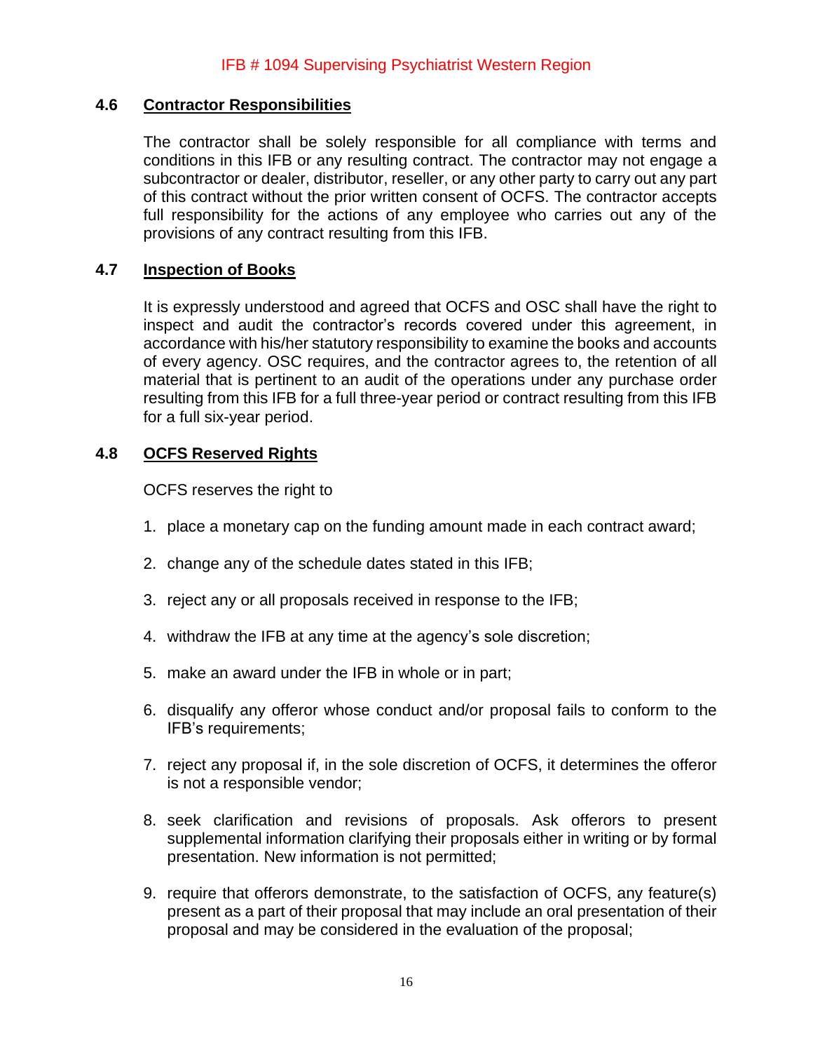### 4.6 Contractor Responsibilities

The contractor shall be solely responsible for all compliance with terms and conditions in this IFB or any resulting contract. The contractor may not engage a subcontractor or dealer, distributor, reseller, or any other party to carry out any part of this contract without the prior written consent of OCFS. The contractor accepts full responsibility for the actions of any employee who carries out any of the provisions of any contract resulting from this IFB.

### 4.7 Inspection of Books

It is expressly understood and agreed that OCFS and OSC shall have the right to inspect and audit the contractor's records covered under this agreement, in accordance with his/her statutory responsibility to examine the books and accounts of every agency. OSC requires, and the contractor agrees to, the retention of all material that is pertinent to an audit of the operations under any purchase order resulting from this IFB for a full three-year period or contract resulting from this IFB for a full six-year period.

### 4.8 OCFS Reserved Rights

OCFS reserves the right to

1. place a monetary cap on the funding amount made in each contract award;
2. change any of the schedule dates stated in this IFB;
3. reject any or all proposals received in response to the IFB;
4. withdraw the IFB at any time at the agency's sole discretion;
5. make an award under the IFB in whole or in part;
6. disqualify any offeror whose conduct and/or proposal fails to conform to the IFB's requirements;
7. reject any proposal if, in the sole discretion of OCFS, it determines the offeror is not a responsible vendor;
8. seek clarification and revisions of proposals. Ask offerors to present supplemental information clarifying their proposals either in writing or by formal presentation. New information is not permitted;
9. require that offerors demonstrate, to the satisfaction of OCFS, any feature(s) present as a part of their proposal that may include an oral presentation of their proposal and may be considered in the evaluation of the proposal;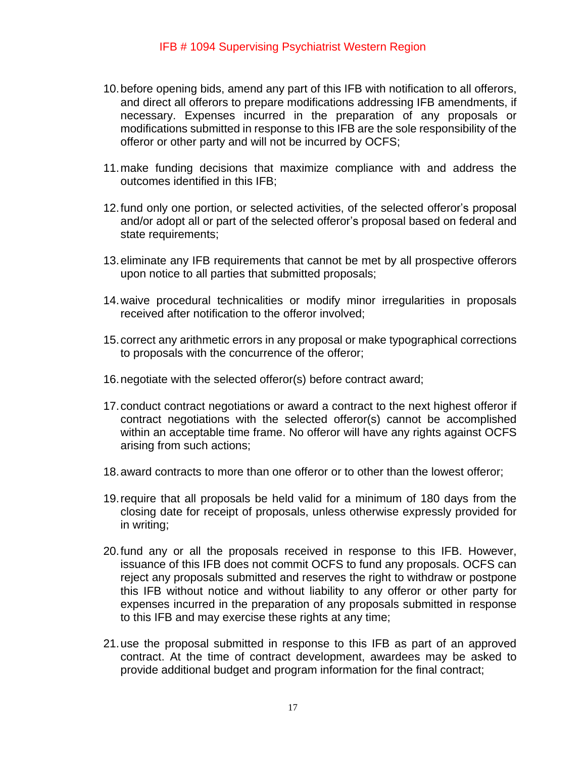10. before opening bids, amend any part of this IFB with notification to all offerors, and direct all offerors to prepare modifications addressing IFB amendments, if necessary. Expenses incurred in the preparation of any proposals or modifications submitted in response to this IFB are the sole responsibility of the offeror or other party and will not be incurred by OCFS;

11. make funding decisions that maximize compliance with and address the outcomes identified in this IFB;

12. fund only one portion, or selected activities, of the selected offeror's proposal and/or adopt all or part of the selected offeror's proposal based on federal and state requirements;

13. eliminate any IFB requirements that cannot be met by all prospective offerors upon notice to all parties that submitted proposals;

14. waive procedural technicalities or modify minor irregularities in proposals received after notification to the offeror involved;

15. correct any arithmetic errors in any proposal or make typographical corrections to proposals with the concurrence of the offeror;

16. negotiate with the selected offeror(s) before contract award;

17. conduct contract negotiations or award a contract to the next highest offeror if contract negotiations with the selected offeror(s) cannot be accomplished within an acceptable time frame. No offeror will have any rights against OCFS arising from such actions;

18. award contracts to more than one offeror or to other than the lowest offeror;

19. require that all proposals be held valid for a minimum of 180 days from the closing date for receipt of proposals, unless otherwise expressly provided for in writing;

20. fund any or all the proposals received in response to this IFB. However, issuance of this IFB does not commit OCFS to fund any proposals. OCFS can reject any proposals submitted and reserves the right to withdraw or postpone this IFB without notice and without liability to any offeror or other party for expenses incurred in the preparation of any proposals submitted in response to this IFB and may exercise these rights at any time;

21. use the proposal submitted in response to this IFB as part of an approved contract. At the time of contract development, awardees may be asked to provide additional budget and program information for the final contract;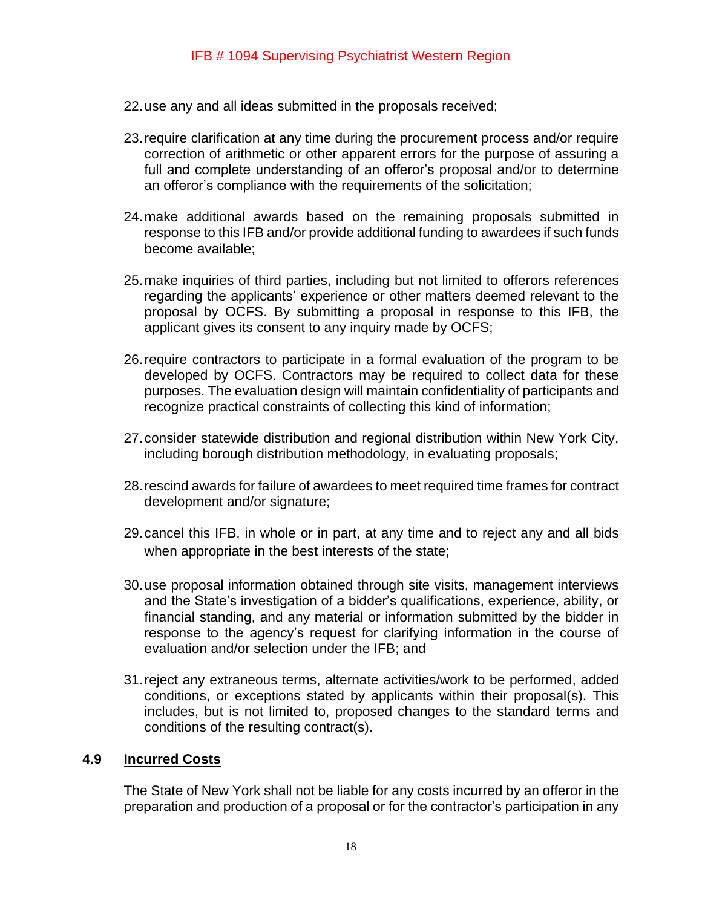22. use any and all ideas submitted in the proposals received;

23. require clarification at any time during the procurement process and/or require correction of arithmetic or other apparent errors for the purpose of assuring a full and complete understanding of an offeror's proposal and/or to determine an offeror's compliance with the requirements of the solicitation;

24. make additional awards based on the remaining proposals submitted in response to this IFB and/or provide additional funding to awardees if such funds become available;

25. make inquiries of third parties, including but not limited to offerors references regarding the applicants' experience or other matters deemed relevant to the proposal by OCFS. By submitting a proposal in response to this IFB, the applicant gives its consent to any inquiry made by OCFS;

26. require contractors to participate in a formal evaluation of the program to be developed by OCFS. Contractors may be required to collect data for these purposes. The evaluation design will maintain confidentiality of participants and recognize practical constraints of collecting this kind of information;

27. consider statewide distribution and regional distribution within New York City, including borough distribution methodology, in evaluating proposals;

28. rescind awards for failure of awardees to meet required time frames for contract development and/or signature;

29. cancel this IFB, in whole or in part, at any time and to reject any and all bids when appropriate in the best interests of the state;

30. use proposal information obtained through site visits, management interviews and the State's investigation of a bidder's qualifications, experience, ability, or financial standing, and any material or information submitted by the bidder in response to the agency's request for clarifying information in the course of evaluation and/or selection under the IFB; and

31. reject any extraneous terms, alternate activities/work to be performed, added conditions, or exceptions stated by applicants within their proposal(s). This includes, but is not limited to, proposed changes to the standard terms and conditions of the resulting contract(s).

## 4.9 Incurred Costs

The State of New York shall not be liable for any costs incurred by an offeror in the preparation and production of a proposal or for the contractor's participation in any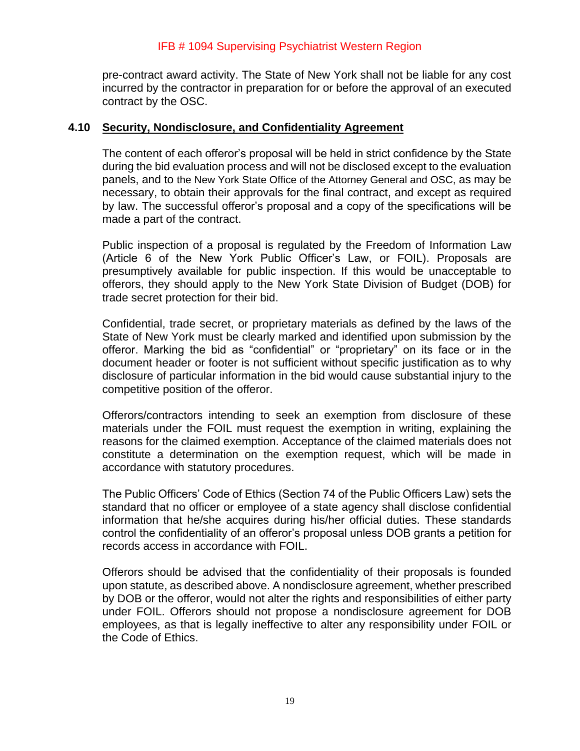pre-contract award activity. The State of New York shall not be liable for any cost incurred by the contractor in preparation for or before the approval of an executed contract by the OSC.

### 4.10 Security, Nondisclosure, and Confidentiality Agreement

The content of each offeror's proposal will be held in strict confidence by the State during the bid evaluation process and will not be disclosed except to the evaluation panels, and to the New York State Office of the Attorney General and OSC, as may be necessary, to obtain their approvals for the final contract, and except as required by law. The successful offeror's proposal and a copy of the specifications will be made a part of the contract.

Public inspection of a proposal is regulated by the Freedom of Information Law (Article 6 of the New York Public Officer's Law, or FOIL). Proposals are presumptively available for public inspection. If this would be unacceptable to offerors, they should apply to the New York State Division of Budget (DOB) for trade secret protection for their bid.

Confidential, trade secret, or proprietary materials as defined by the laws of the State of New York must be clearly marked and identified upon submission by the offeror. Marking the bid as "confidential" or "proprietary" on its face or in the document header or footer is not sufficient without specific justification as to why disclosure of particular information in the bid would cause substantial injury to the competitive position of the offeror.

Offerors/contractors intending to seek an exemption from disclosure of these materials under the FOIL must request the exemption in writing, explaining the reasons for the claimed exemption. Acceptance of the claimed materials does not constitute a determination on the exemption request, which will be made in accordance with statutory procedures.

The Public Officers' Code of Ethics (Section 74 of the Public Officers Law) sets the standard that no officer or employee of a state agency shall disclose confidential information that he/she acquires during his/her official duties. These standards control the confidentiality of an offeror's proposal unless DOB grants a petition for records access in accordance with FOIL.

Offerors should be advised that the confidentiality of their proposals is founded upon statute, as described above. A nondisclosure agreement, whether prescribed by DOB or the offeror, would not alter the rights and responsibilities of either party under FOIL. Offerors should not propose a nondisclosure agreement for DOB employees, as that is legally ineffective to alter any responsibility under FOIL or the Code of Ethics.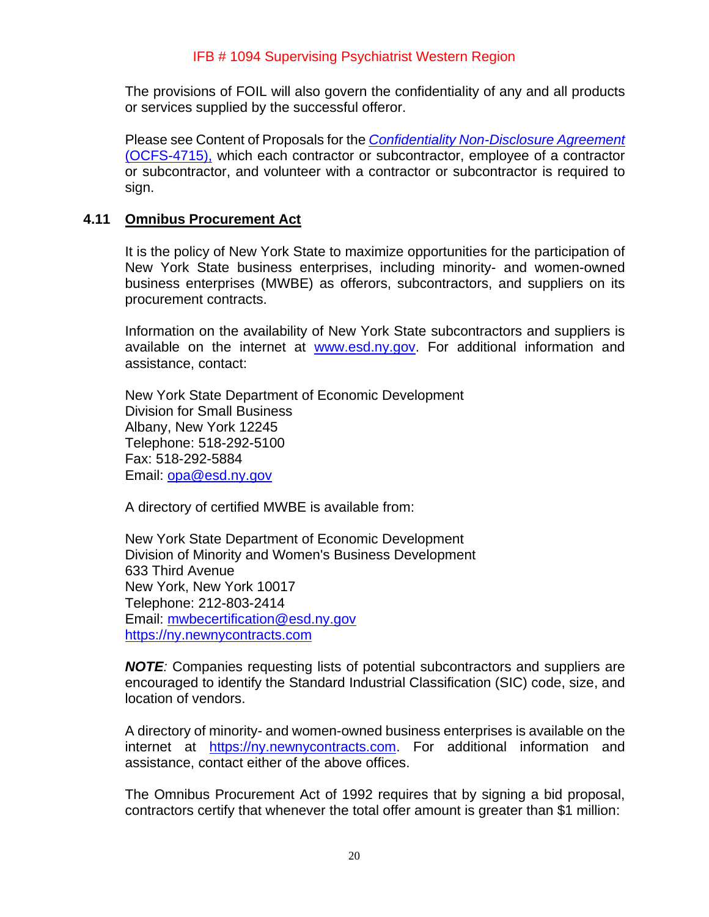The provisions of FOIL will also govern the confidentiality of any and all products or services supplied by the successful offeror.

Please see Content of Proposals for the *Confidentiality Non-Disclosure Agreement* (OCFS-4715), which each contractor or subcontractor, employee of a contractor or subcontractor, and volunteer with a contractor or subcontractor is required to sign.

## 4.11 Omnibus Procurement Act

It is the policy of New York State to maximize opportunities for the participation of New York State business enterprises, including minority- and women-owned business enterprises (MWBE) as offerors, subcontractors, and suppliers on its procurement contracts.

Information on the availability of New York State subcontractors and suppliers is available on the internet at www.esd.ny.gov. For additional information and assistance, contact:

New York State Department of Economic Development
Division for Small Business
Albany, New York 12245
Telephone: 518-292-5100
Fax: 518-292-5884
Email: opa@esd.ny.gov

A directory of certified MWBE is available from:

New York State Department of Economic Development
Division of Minority and Women's Business Development
633 Third Avenue
New York, New York 10017
Telephone: 212-803-2414
Email: mwbecertification@esd.ny.gov
https://ny.newnycontracts.com

***NOTE**:* Companies requesting lists of potential subcontractors and suppliers are encouraged to identify the Standard Industrial Classification (SIC) code, size, and location of vendors.

A directory of minority- and women-owned business enterprises is available on the internet at https://ny.newnycontracts.com. For additional information and assistance, contact either of the above offices.

The Omnibus Procurement Act of 1992 requires that by signing a bid proposal, contractors certify that whenever the total offer amount is greater than $1 million: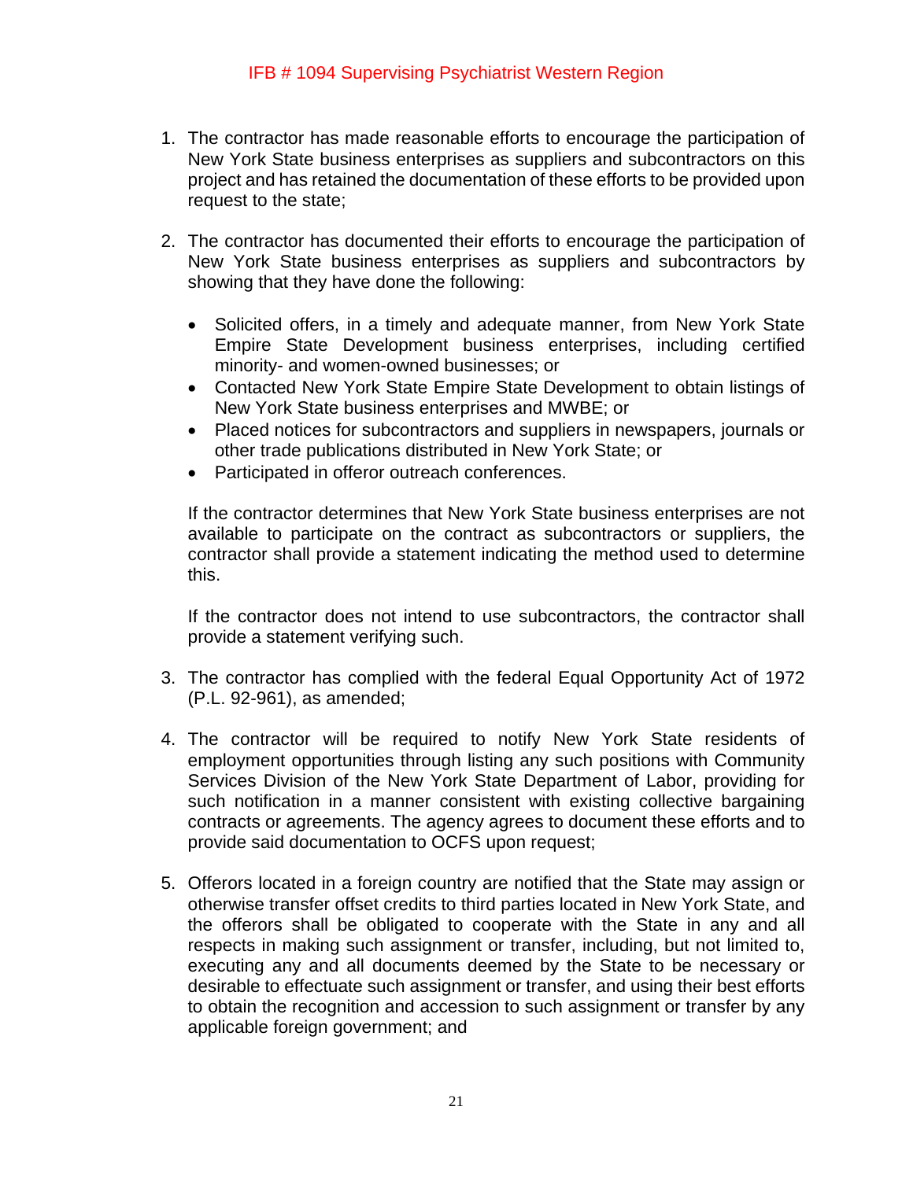1. The contractor has made reasonable efforts to encourage the participation of New York State business enterprises as suppliers and subcontractors on this project and has retained the documentation of these efforts to be provided upon request to the state;

2. The contractor has documented their efforts to encourage the participation of New York State business enterprises as suppliers and subcontractors by showing that they have done the following:

   - Solicited offers, in a timely and adequate manner, from New York State Empire State Development business enterprises, including certified minority- and women-owned businesses; or
   - Contacted New York State Empire State Development to obtain listings of New York State business enterprises and MWBE; or
   - Placed notices for subcontractors and suppliers in newspapers, journals or other trade publications distributed in New York State; or
   - Participated in offeror outreach conferences.

   If the contractor determines that New York State business enterprises are not available to participate on the contract as subcontractors or suppliers, the contractor shall provide a statement indicating the method used to determine this.

   If the contractor does not intend to use subcontractors, the contractor shall provide a statement verifying such.

3. The contractor has complied with the federal Equal Opportunity Act of 1972 (P.L. 92-961), as amended;

4. The contractor will be required to notify New York State residents of employment opportunities through listing any such positions with Community Services Division of the New York State Department of Labor, providing for such notification in a manner consistent with existing collective bargaining contracts or agreements. The agency agrees to document these efforts and to provide said documentation to OCFS upon request;

5. Offerors located in a foreign country are notified that the State may assign or otherwise transfer offset credits to third parties located in New York State, and the offerors shall be obligated to cooperate with the State in any and all respects in making such assignment or transfer, including, but not limited to, executing any and all documents deemed by the State to be necessary or desirable to effectuate such assignment or transfer, and using their best efforts to obtain the recognition and accession to such assignment or transfer by any applicable foreign government; and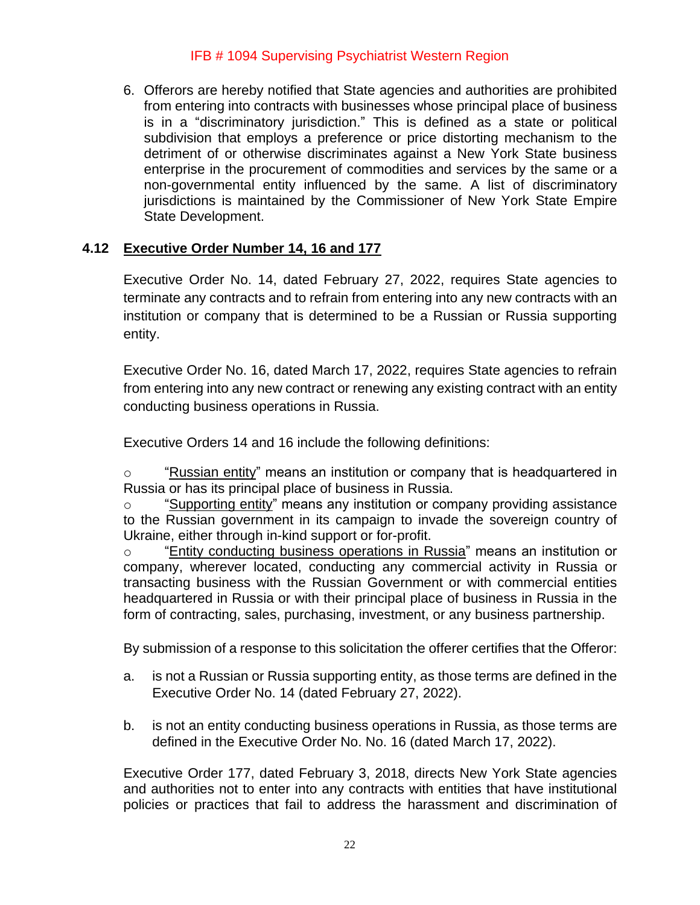6. Offerors are hereby notified that State agencies and authorities are prohibited from entering into contracts with businesses whose principal place of business is in a "discriminatory jurisdiction." This is defined as a state or political subdivision that employs a preference or price distorting mechanism to the detriment of or otherwise discriminates against a New York State business enterprise in the procurement of commodities and services by the same or a non-governmental entity influenced by the same. A list of discriminatory jurisdictions is maintained by the Commissioner of New York State Empire State Development.

## 4.12 Executive Order Number 14, 16 and 177

Executive Order No. 14, dated February 27, 2022, requires State agencies to terminate any contracts and to refrain from entering into any new contracts with an institution or company that is determined to be a Russian or Russia supporting entity.

Executive Order No. 16, dated March 17, 2022, requires State agencies to refrain from entering into any new contract or renewing any existing contract with an entity conducting business operations in Russia.

Executive Orders 14 and 16 include the following definitions:

- "Russian entity" means an institution or company that is headquartered in Russia or has its principal place of business in Russia.
- "Supporting entity" means any institution or company providing assistance to the Russian government in its campaign to invade the sovereign country of Ukraine, either through in-kind support or for-profit.
- "Entity conducting business operations in Russia" means an institution or company, wherever located, conducting any commercial activity in Russia or transacting business with the Russian Government or with commercial entities headquartered in Russia or with their principal place of business in Russia in the form of contracting, sales, purchasing, investment, or any business partnership.

By submission of a response to this solicitation the offerer certifies that the Offeror:

a. is not a Russian or Russia supporting entity, as those terms are defined in the Executive Order No. 14 (dated February 27, 2022).

b. is not an entity conducting business operations in Russia, as those terms are defined in the Executive Order No. No. 16 (dated March 17, 2022).

Executive Order 177, dated February 3, 2018, directs New York State agencies and authorities not to enter into any contracts with entities that have institutional policies or practices that fail to address the harassment and discrimination of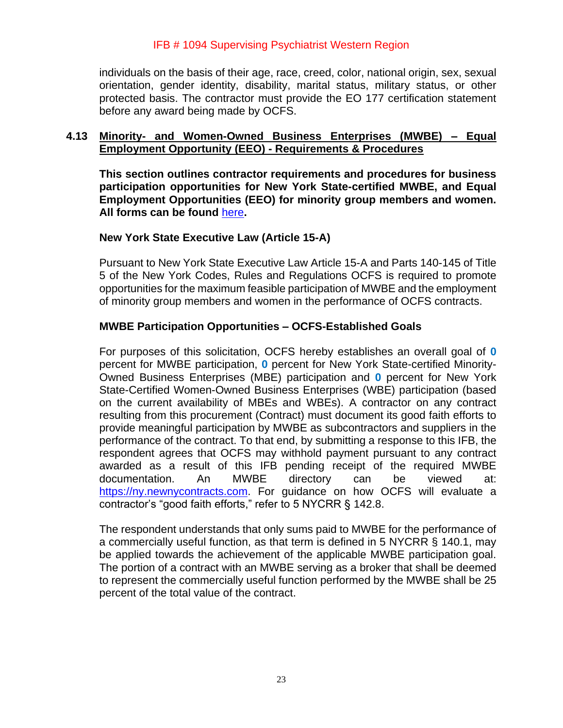individuals on the basis of their age, race, creed, color, national origin, sex, sexual orientation, gender identity, disability, marital status, military status, or other protected basis. The contractor must provide the EO 177 certification statement before any award being made by OCFS.

## 4.13 Minority- and Women-Owned Business Enterprises (MWBE) – Equal Employment Opportunity (EEO) - Requirements & Procedures

**This section outlines contractor requirements and procedures for business participation opportunities for New York State-certified MWBE, and Equal Employment Opportunities (EEO) for minority group members and women. All forms can be found [here](here).**

### New York State Executive Law (Article 15-A)

Pursuant to New York State Executive Law Article 15-A and Parts 140-145 of Title 5 of the New York Codes, Rules and Regulations OCFS is required to promote opportunities for the maximum feasible participation of MWBE and the employment of minority group members and women in the performance of OCFS contracts.

### MWBE Participation Opportunities – OCFS-Established Goals

For purposes of this solicitation, OCFS hereby establishes an overall goal of **0** percent for MWBE participation, **0** percent for New York State-certified Minority-Owned Business Enterprises (MBE) participation and **0** percent for New York State-Certified Women-Owned Business Enterprises (WBE) participation (based on the current availability of MBEs and WBEs). A contractor on any contract resulting from this procurement (Contract) must document its good faith efforts to provide meaningful participation by MWBE as subcontractors and suppliers in the performance of the contract. To that end, by submitting a response to this IFB, the respondent agrees that OCFS may withhold payment pursuant to any contract awarded as a result of this IFB pending receipt of the required MWBE documentation. An MWBE directory can be viewed at: [https://ny.newnycontracts.com](https://ny.newnycontracts.com). For guidance on how OCFS will evaluate a contractor's "good faith efforts," refer to 5 NYCRR § 142.8.

The respondent understands that only sums paid to MWBE for the performance of a commercially useful function, as that term is defined in 5 NYCRR § 140.1, may be applied towards the achievement of the applicable MWBE participation goal. The portion of a contract with an MWBE serving as a broker that shall be deemed to represent the commercially useful function performed by the MWBE shall be 25 percent of the total value of the contract.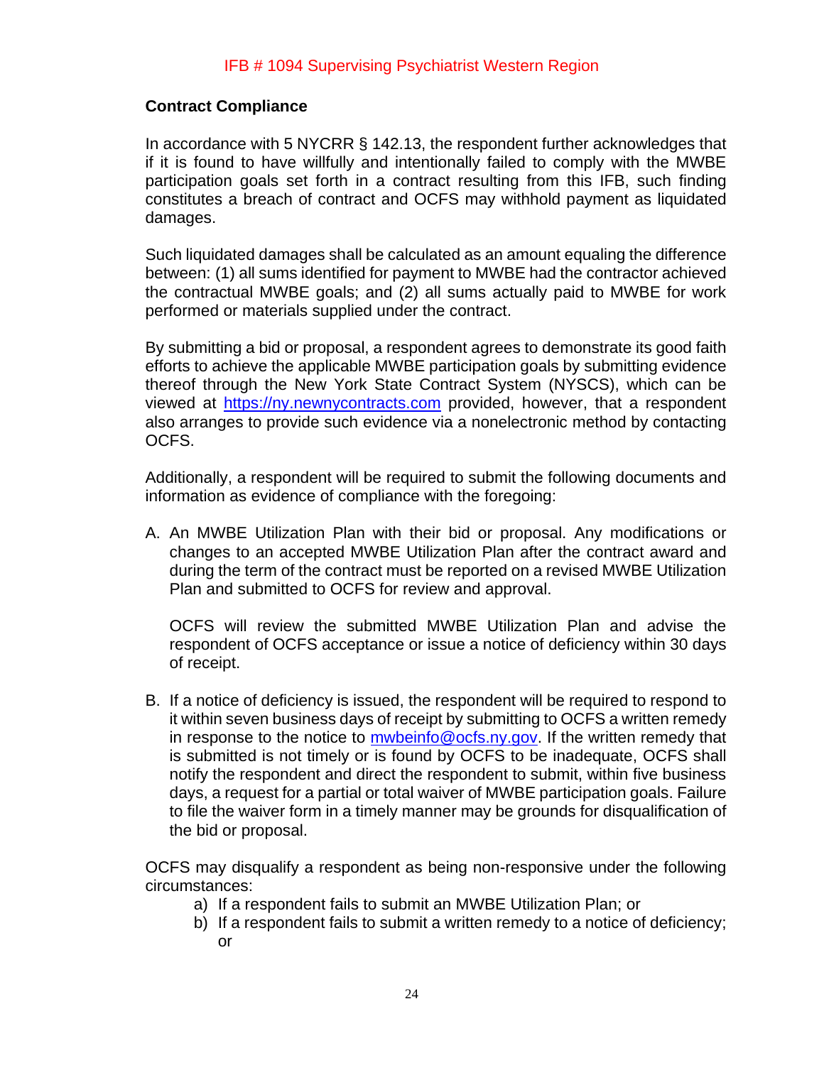**Contract Compliance**

In accordance with 5 NYCRR § 142.13, the respondent further acknowledges that if it is found to have willfully and intentionally failed to comply with the MWBE participation goals set forth in a contract resulting from this IFB, such finding constitutes a breach of contract and OCFS may withhold payment as liquidated damages.

Such liquidated damages shall be calculated as an amount equaling the difference between: (1) all sums identified for payment to MWBE had the contractor achieved the contractual MWBE goals; and (2) all sums actually paid to MWBE for work performed or materials supplied under the contract.

By submitting a bid or proposal, a respondent agrees to demonstrate its good faith efforts to achieve the applicable MWBE participation goals by submitting evidence thereof through the New York State Contract System (NYSCS), which can be viewed at https://ny.newnycontracts.com provided, however, that a respondent also arranges to provide such evidence via a nonelectronic method by contacting OCFS.

Additionally, a respondent will be required to submit the following documents and information as evidence of compliance with the foregoing:

A. An MWBE Utilization Plan with their bid or proposal. Any modifications or changes to an accepted MWBE Utilization Plan after the contract award and during the term of the contract must be reported on a revised MWBE Utilization Plan and submitted to OCFS for review and approval.

   OCFS will review the submitted MWBE Utilization Plan and advise the respondent of OCFS acceptance or issue a notice of deficiency within 30 days of receipt.

B. If a notice of deficiency is issued, the respondent will be required to respond to it within seven business days of receipt by submitting to OCFS a written remedy in response to the notice to mwbeinfo@ocfs.ny.gov. If the written remedy that is submitted is not timely or is found by OCFS to be inadequate, OCFS shall notify the respondent and direct the respondent to submit, within five business days, a request for a partial or total waiver of MWBE participation goals. Failure to file the waiver form in a timely manner may be grounds for disqualification of the bid or proposal.

OCFS may disqualify a respondent as being non-responsive under the following circumstances:

a) If a respondent fails to submit an MWBE Utilization Plan; or
b) If a respondent fails to submit a written remedy to a notice of deficiency; or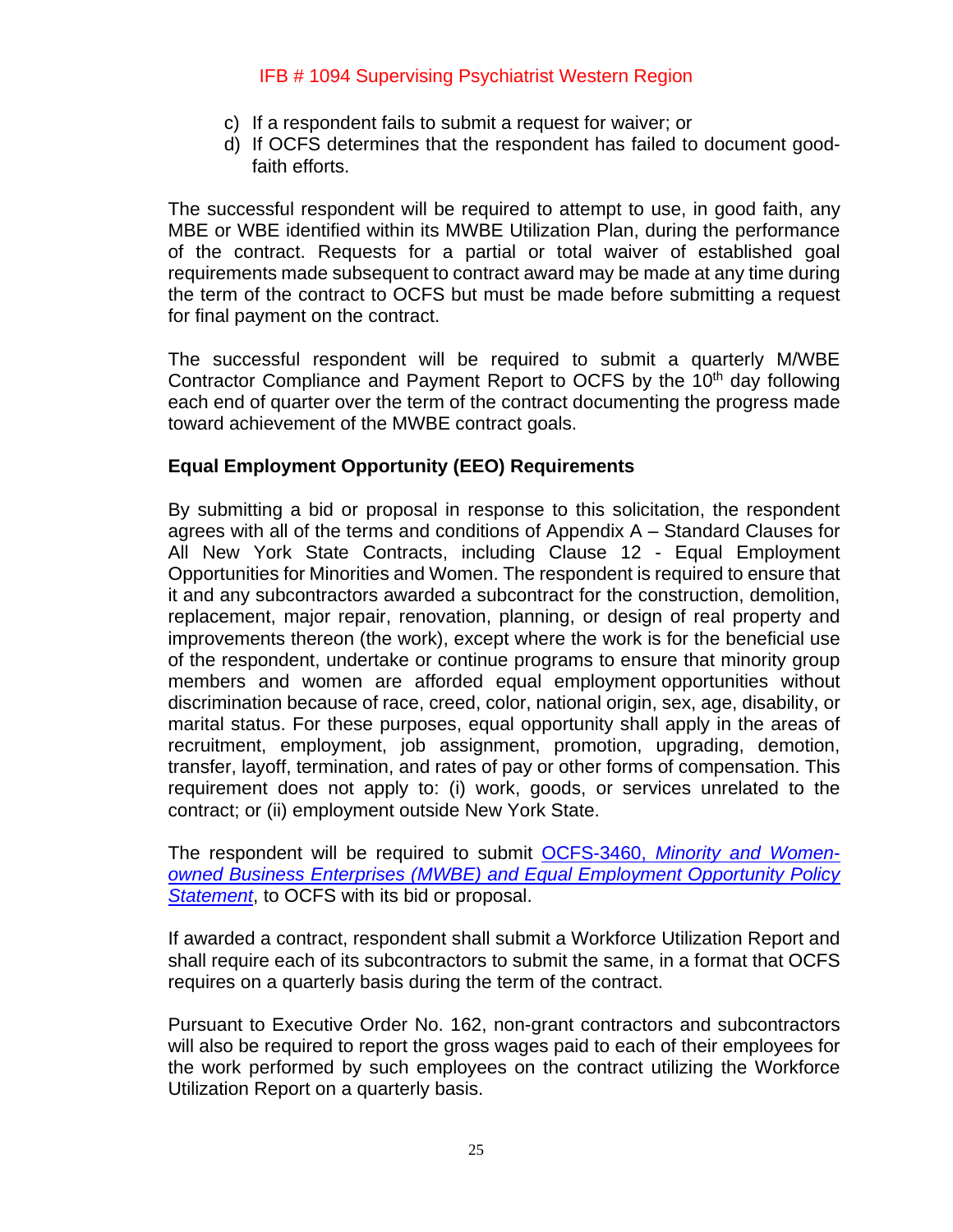c) If a respondent fails to submit a request for waiver; or
d) If OCFS determines that the respondent has failed to document good-faith efforts.

The successful respondent will be required to attempt to use, in good faith, any MBE or WBE identified within its MWBE Utilization Plan, during the performance of the contract. Requests for a partial or total waiver of established goal requirements made subsequent to contract award may be made at any time during the term of the contract to OCFS but must be made before submitting a request for final payment on the contract.

The successful respondent will be required to submit a quarterly M/WBE Contractor Compliance and Payment Report to OCFS by the 10th day following each end of quarter over the term of the contract documenting the progress made toward achievement of the MWBE contract goals.

**Equal Employment Opportunity (EEO) Requirements**

By submitting a bid or proposal in response to this solicitation, the respondent agrees with all of the terms and conditions of Appendix A – Standard Clauses for All New York State Contracts, including Clause 12 - Equal Employment Opportunities for Minorities and Women. The respondent is required to ensure that it and any subcontractors awarded a subcontract for the construction, demolition, replacement, major repair, renovation, planning, or design of real property and improvements thereon (the work), except where the work is for the beneficial use of the respondent, undertake or continue programs to ensure that minority group members and women are afforded equal employment opportunities without discrimination because of race, creed, color, national origin, sex, age, disability, or marital status. For these purposes, equal opportunity shall apply in the areas of recruitment, employment, job assignment, promotion, upgrading, demotion, transfer, layoff, termination, and rates of pay or other forms of compensation. This requirement does not apply to: (i) work, goods, or services unrelated to the contract; or (ii) employment outside New York State.

The respondent will be required to submit OCFS-3460, *Minority and Women-owned Business Enterprises (MWBE) and Equal Employment Opportunity Policy Statement*, to OCFS with its bid or proposal.

If awarded a contract, respondent shall submit a Workforce Utilization Report and shall require each of its subcontractors to submit the same, in a format that OCFS requires on a quarterly basis during the term of the contract.

Pursuant to Executive Order No. 162, non-grant contractors and subcontractors will also be required to report the gross wages paid to each of their employees for the work performed by such employees on the contract utilizing the Workforce Utilization Report on a quarterly basis.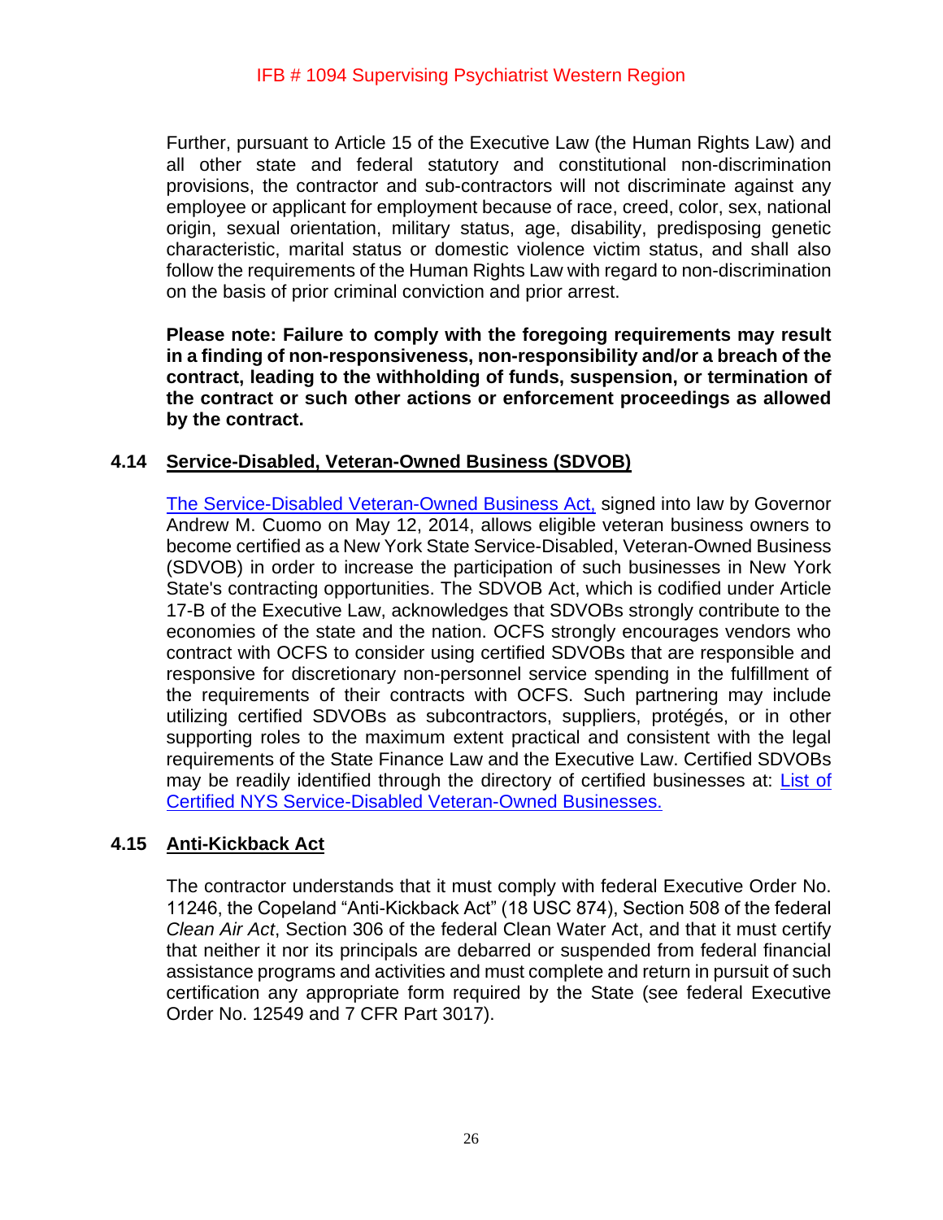Further, pursuant to Article 15 of the Executive Law (the Human Rights Law) and all other state and federal statutory and constitutional non-discrimination provisions, the contractor and sub-contractors will not discriminate against any employee or applicant for employment because of race, creed, color, sex, national origin, sexual orientation, military status, age, disability, predisposing genetic characteristic, marital status or domestic violence victim status, and shall also follow the requirements of the Human Rights Law with regard to non-discrimination on the basis of prior criminal conviction and prior arrest.

**Please note: Failure to comply with the foregoing requirements may result in a finding of non-responsiveness, non-responsibility and/or a breach of the contract, leading to the withholding of funds, suspension, or termination of the contract or such other actions or enforcement proceedings as allowed by the contract.**

### 4.14 Service-Disabled, Veteran-Owned Business (SDVOB)

The Service-Disabled Veteran-Owned Business Act, signed into law by Governor Andrew M. Cuomo on May 12, 2014, allows eligible veteran business owners to become certified as a New York State Service-Disabled, Veteran-Owned Business (SDVOB) in order to increase the participation of such businesses in New York State's contracting opportunities. The SDVOB Act, which is codified under Article 17-B of the Executive Law, acknowledges that SDVOBs strongly contribute to the economies of the state and the nation. OCFS strongly encourages vendors who contract with OCFS to consider using certified SDVOBs that are responsible and responsive for discretionary non-personnel service spending in the fulfillment of the requirements of their contracts with OCFS. Such partnering may include utilizing certified SDVOBs as subcontractors, suppliers, protégés, or in other supporting roles to the maximum extent practical and consistent with the legal requirements of the State Finance Law and the Executive Law. Certified SDVOBs may be readily identified through the directory of certified businesses at: List of Certified NYS Service-Disabled Veteran-Owned Businesses.

### 4.15 Anti-Kickback Act

The contractor understands that it must comply with federal Executive Order No. 11246, the Copeland "Anti-Kickback Act" (18 USC 874), Section 508 of the federal *Clean Air Act*, Section 306 of the federal Clean Water Act, and that it must certify that neither it nor its principals are debarred or suspended from federal financial assistance programs and activities and must complete and return in pursuit of such certification any appropriate form required by the State (see federal Executive Order No. 12549 and 7 CFR Part 3017).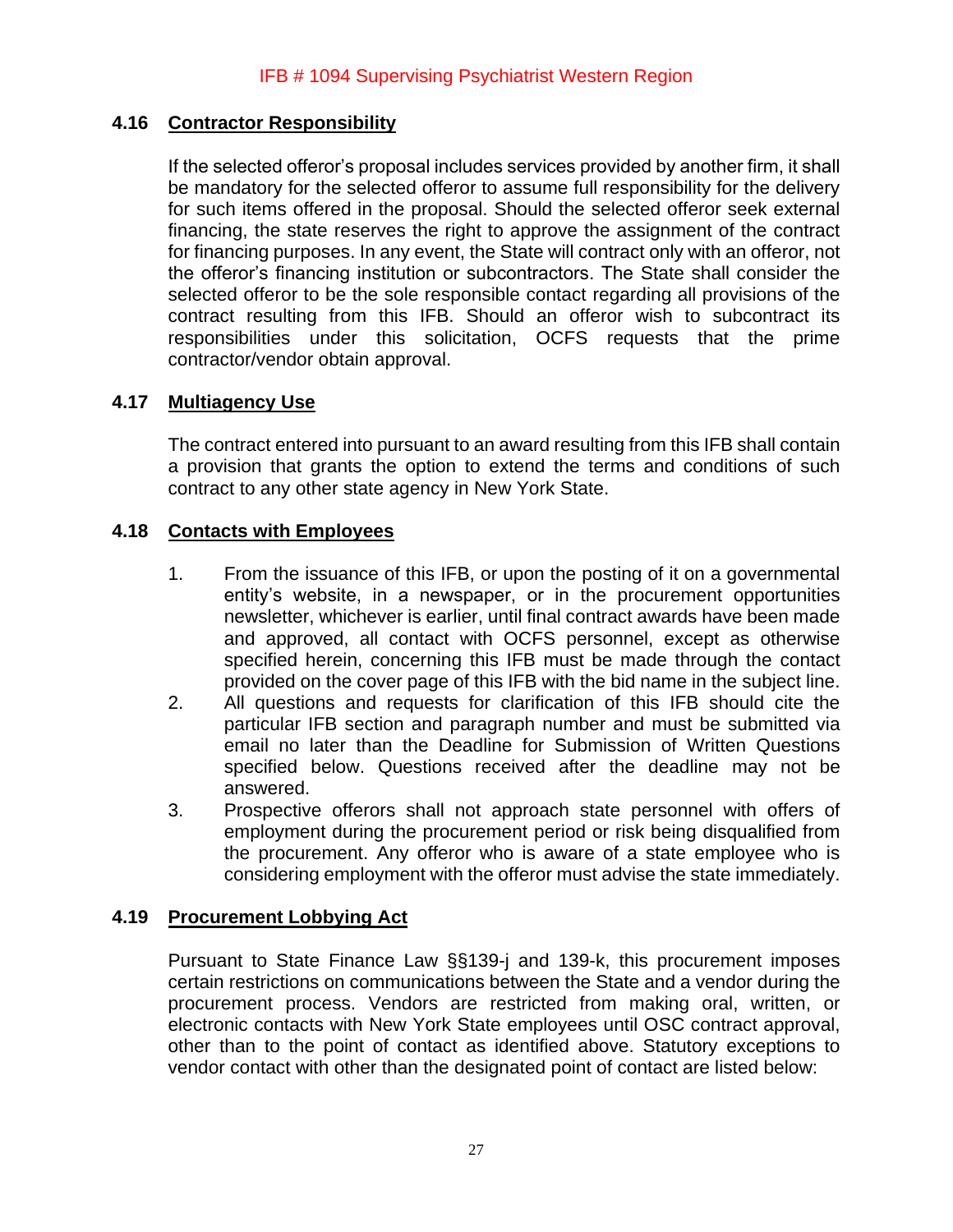### 4.16 Contractor Responsibility

If the selected offeror's proposal includes services provided by another firm, it shall be mandatory for the selected offeror to assume full responsibility for the delivery for such items offered in the proposal. Should the selected offeror seek external financing, the state reserves the right to approve the assignment of the contract for financing purposes. In any event, the State will contract only with an offeror, not the offeror's financing institution or subcontractors. The State shall consider the selected offeror to be the sole responsible contact regarding all provisions of the contract resulting from this IFB. Should an offeror wish to subcontract its responsibilities under this solicitation, OCFS requests that the prime contractor/vendor obtain approval.

### 4.17 Multiagency Use

The contract entered into pursuant to an award resulting from this IFB shall contain a provision that grants the option to extend the terms and conditions of such contract to any other state agency in New York State.

### 4.18 Contacts with Employees

1. From the issuance of this IFB, or upon the posting of it on a governmental entity's website, in a newspaper, or in the procurement opportunities newsletter, whichever is earlier, until final contract awards have been made and approved, all contact with OCFS personnel, except as otherwise specified herein, concerning this IFB must be made through the contact provided on the cover page of this IFB with the bid name in the subject line.
2. All questions and requests for clarification of this IFB should cite the particular IFB section and paragraph number and must be submitted via email no later than the Deadline for Submission of Written Questions specified below. Questions received after the deadline may not be answered.
3. Prospective offerors shall not approach state personnel with offers of employment during the procurement period or risk being disqualified from the procurement. Any offeror who is aware of a state employee who is considering employment with the offeror must advise the state immediately.

### 4.19 Procurement Lobbying Act

Pursuant to State Finance Law §§139-j and 139-k, this procurement imposes certain restrictions on communications between the State and a vendor during the procurement process. Vendors are restricted from making oral, written, or electronic contacts with New York State employees until OSC contract approval, other than to the point of contact as identified above. Statutory exceptions to vendor contact with other than the designated point of contact are listed below: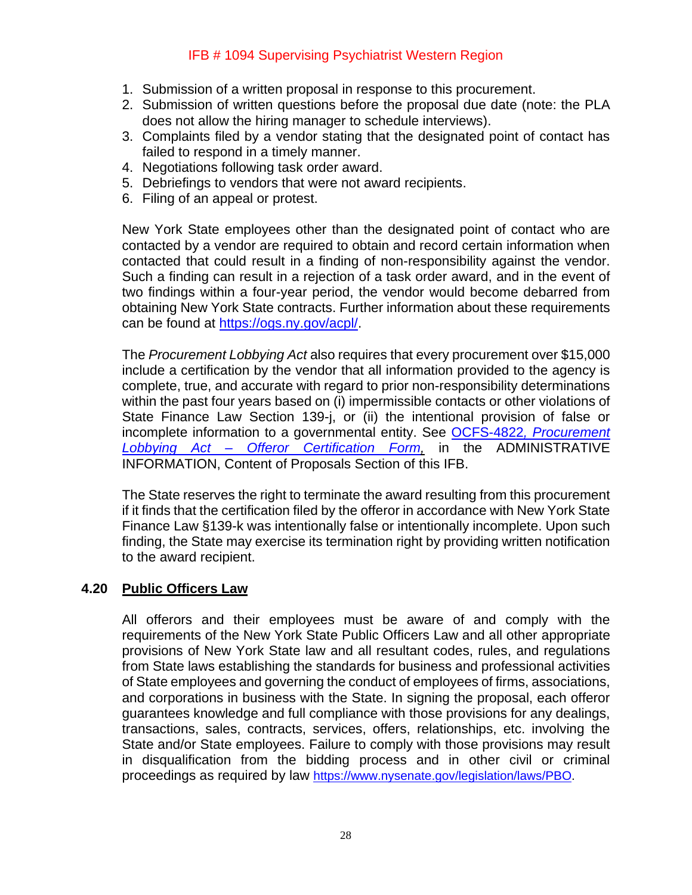1. Submission of a written proposal in response to this procurement.
2. Submission of written questions before the proposal due date (note: the PLA does not allow the hiring manager to schedule interviews).
3. Complaints filed by a vendor stating that the designated point of contact has failed to respond in a timely manner.
4. Negotiations following task order award.
5. Debriefings to vendors that were not award recipients.
6. Filing of an appeal or protest.

New York State employees other than the designated point of contact who are contacted by a vendor are required to obtain and record certain information when contacted that could result in a finding of non-responsibility against the vendor. Such a finding can result in a rejection of a task order award, and in the event of two findings within a four-year period, the vendor would become debarred from obtaining New York State contracts. Further information about these requirements can be found at [https://ogs.ny.gov/acpl/](https://ogs.ny.gov/acpl/).

The *Procurement Lobbying Act* also requires that every procurement over $15,000 include a certification by the vendor that all information provided to the agency is complete, true, and accurate with regard to prior non-responsibility determinations within the past four years based on (i) impermissible contacts or other violations of State Finance Law Section 139-j, or (ii) the intentional provision of false or incomplete information to a governmental entity. See OCFS-4822*, Procurement Lobbying Act – Offeror Certification Form,* in the ADMINISTRATIVE INFORMATION, Content of Proposals Section of this IFB.

The State reserves the right to terminate the award resulting from this procurement if it finds that the certification filed by the offeror in accordance with New York State Finance Law §139-k was intentionally false or intentionally incomplete. Upon such finding, the State may exercise its termination right by providing written notification to the award recipient.

## 4.20 Public Officers Law

All offerors and their employees must be aware of and comply with the requirements of the New York State Public Officers Law and all other appropriate provisions of New York State law and all resultant codes, rules, and regulations from State laws establishing the standards for business and professional activities of State employees and governing the conduct of employees of firms, associations, and corporations in business with the State. In signing the proposal, each offeror guarantees knowledge and full compliance with those provisions for any dealings, transactions, sales, contracts, services, offers, relationships, etc. involving the State and/or State employees. Failure to comply with those provisions may result in disqualification from the bidding process and in other civil or criminal proceedings as required by law [https://www.nysenate.gov/legislation/laws/PBO](https://www.nysenate.gov/legislation/laws/PBO).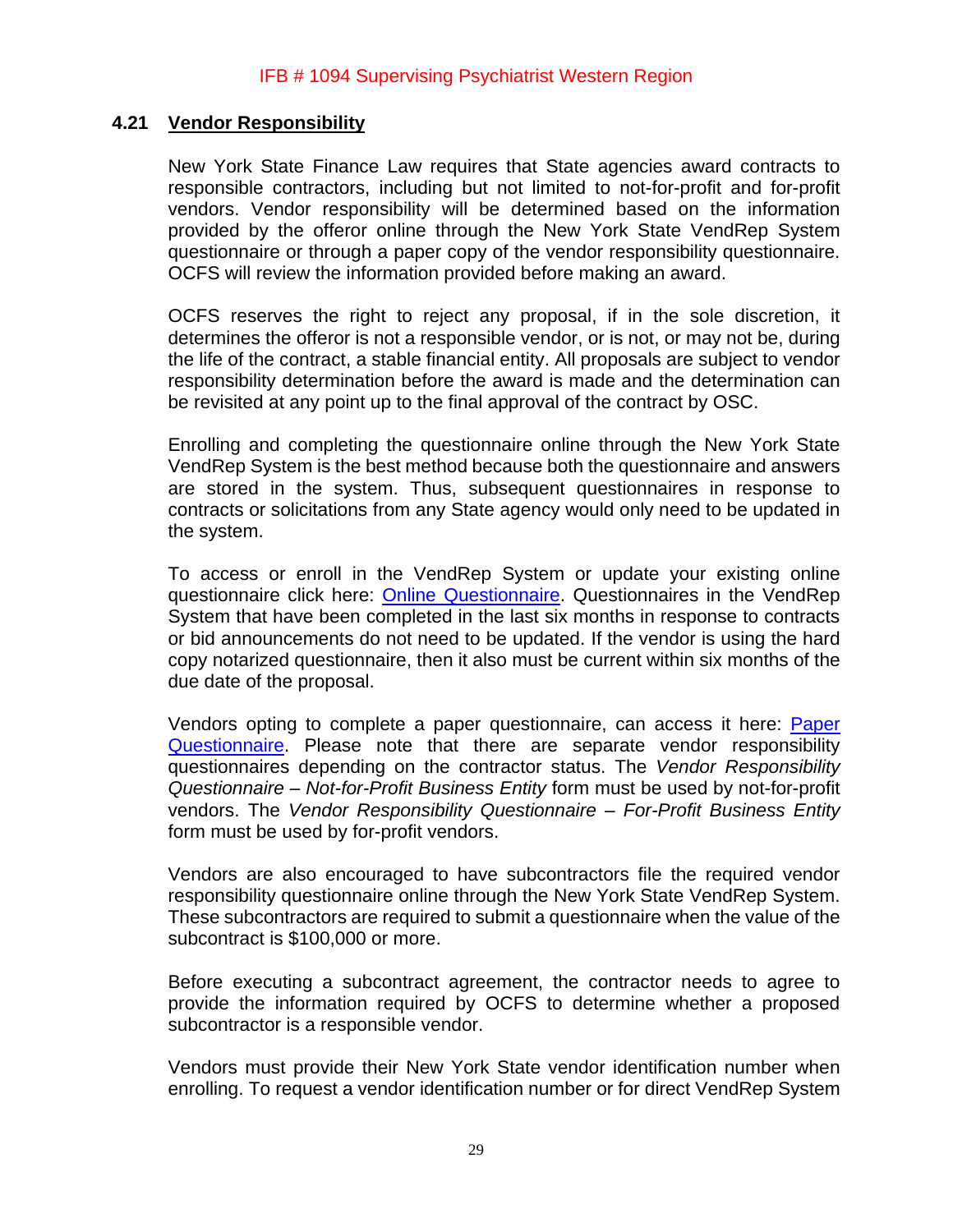### 4.21 Vendor Responsibility

New York State Finance Law requires that State agencies award contracts to responsible contractors, including but not limited to not-for-profit and for-profit vendors. Vendor responsibility will be determined based on the information provided by the offeror online through the New York State VendRep System questionnaire or through a paper copy of the vendor responsibility questionnaire. OCFS will review the information provided before making an award.

OCFS reserves the right to reject any proposal, if in the sole discretion, it determines the offeror is not a responsible vendor, or is not, or may not be, during the life of the contract, a stable financial entity. All proposals are subject to vendor responsibility determination before the award is made and the determination can be revisited at any point up to the final approval of the contract by OSC.

Enrolling and completing the questionnaire online through the New York State VendRep System is the best method because both the questionnaire and answers are stored in the system. Thus, subsequent questionnaires in response to contracts or solicitations from any State agency would only need to be updated in the system.

To access or enroll in the VendRep System or update your existing online questionnaire click here: Online Questionnaire. Questionnaires in the VendRep System that have been completed in the last six months in response to contracts or bid announcements do not need to be updated. If the vendor is using the hard copy notarized questionnaire, then it also must be current within six months of the due date of the proposal.

Vendors opting to complete a paper questionnaire, can access it here: Paper Questionnaire. Please note that there are separate vendor responsibility questionnaires depending on the contractor status. The *Vendor Responsibility Questionnaire – Not-for-Profit Business Entity* form must be used by not-for-profit vendors. The *Vendor Responsibility Questionnaire – For-Profit Business Entity* form must be used by for-profit vendors.

Vendors are also encouraged to have subcontractors file the required vendor responsibility questionnaire online through the New York State VendRep System. These subcontractors are required to submit a questionnaire when the value of the subcontract is $100,000 or more.

Before executing a subcontract agreement, the contractor needs to agree to provide the information required by OCFS to determine whether a proposed subcontractor is a responsible vendor.

Vendors must provide their New York State vendor identification number when enrolling. To request a vendor identification number or for direct VendRep System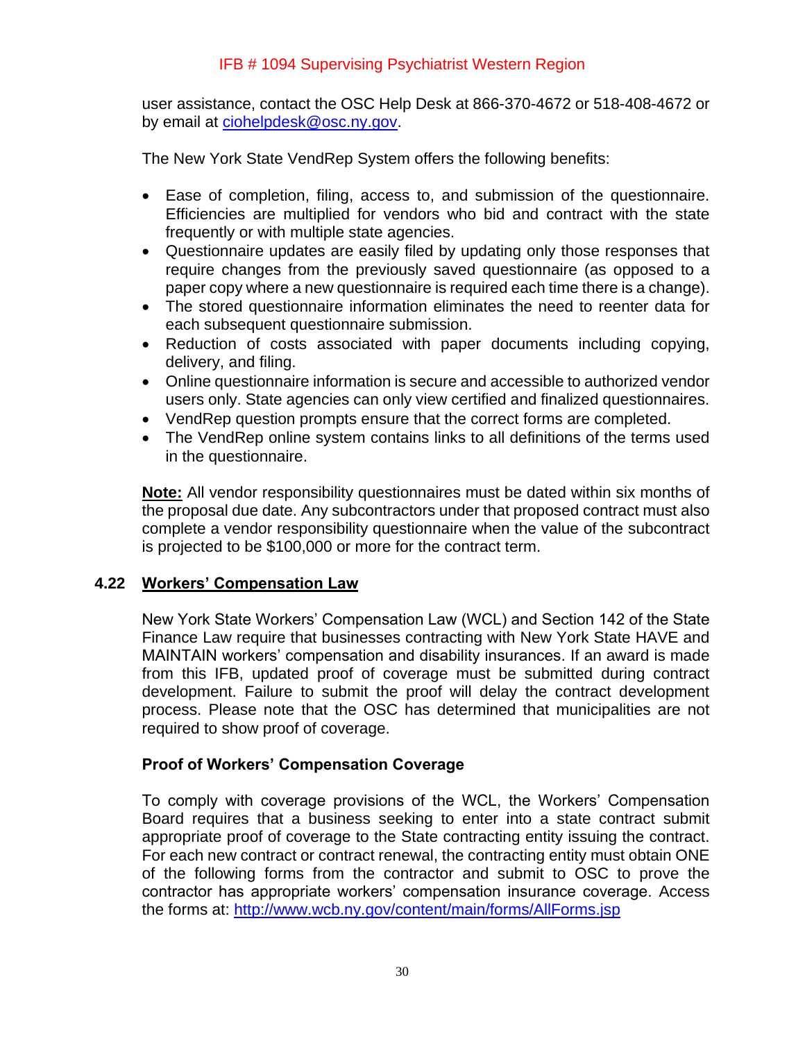user assistance, contact the OSC Help Desk at 866-370-4672 or 518-408-4672 or by email at ciohelpdesk@osc.ny.gov.

The New York State VendRep System offers the following benefits:

- Ease of completion, filing, access to, and submission of the questionnaire. Efficiencies are multiplied for vendors who bid and contract with the state frequently or with multiple state agencies.
- Questionnaire updates are easily filed by updating only those responses that require changes from the previously saved questionnaire (as opposed to a paper copy where a new questionnaire is required each time there is a change).
- The stored questionnaire information eliminates the need to reenter data for each subsequent questionnaire submission.
- Reduction of costs associated with paper documents including copying, delivery, and filing.
- Online questionnaire information is secure and accessible to authorized vendor users only. State agencies can only view certified and finalized questionnaires.
- VendRep question prompts ensure that the correct forms are completed.
- The VendRep online system contains links to all definitions of the terms used in the questionnaire.

**Note:** All vendor responsibility questionnaires must be dated within six months of the proposal due date. Any subcontractors under that proposed contract must also complete a vendor responsibility questionnaire when the value of the subcontract is projected to be $100,000 or more for the contract term.

## 4.22 Workers' Compensation Law

New York State Workers' Compensation Law (WCL) and Section 142 of the State Finance Law require that businesses contracting with New York State HAVE and MAINTAIN workers' compensation and disability insurances. If an award is made from this IFB, updated proof of coverage must be submitted during contract development. Failure to submit the proof will delay the contract development process. Please note that the OSC has determined that municipalities are not required to show proof of coverage.

**Proof of Workers' Compensation Coverage**

To comply with coverage provisions of the WCL, the Workers' Compensation Board requires that a business seeking to enter into a state contract submit appropriate proof of coverage to the State contracting entity issuing the contract. For each new contract or contract renewal, the contracting entity must obtain ONE of the following forms from the contractor and submit to OSC to prove the contractor has appropriate workers' compensation insurance coverage. Access the forms at: http://www.wcb.ny.gov/content/main/forms/AllForms.jsp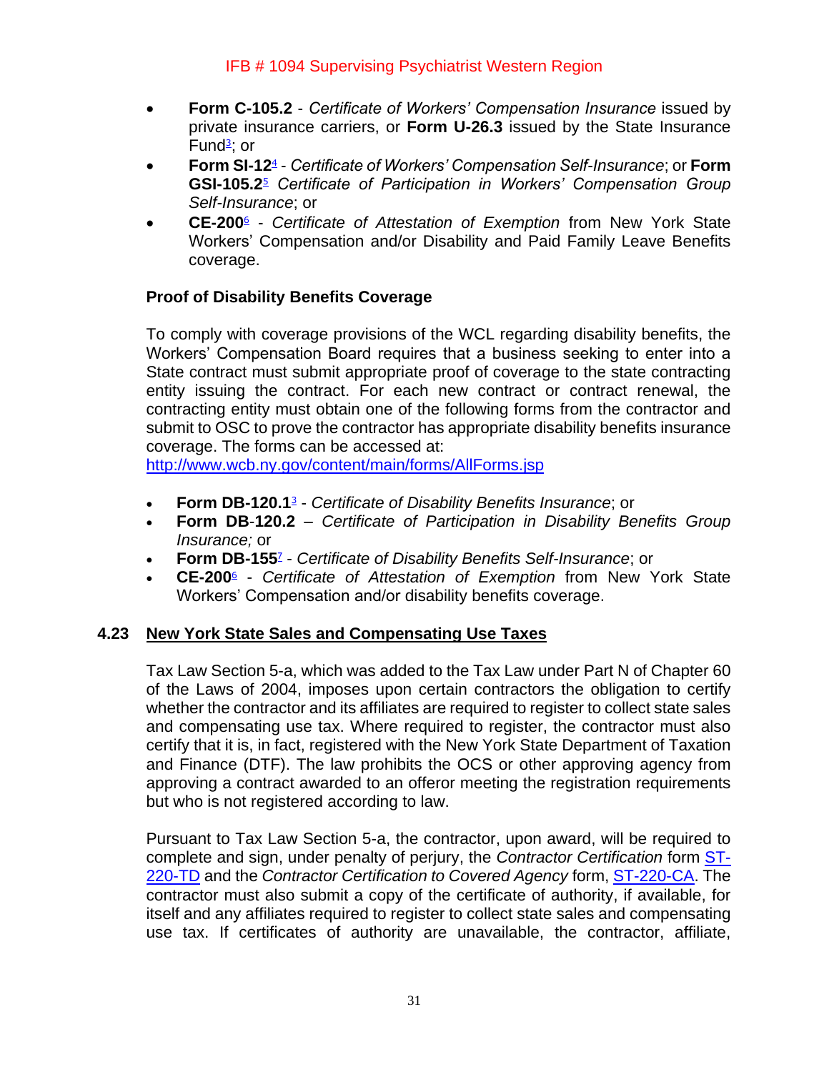- **Form C-105.2** - *Certificate of Workers' Compensation Insurance* issued by private insurance carriers, or **Form U-26.3** issued by the State Insurance Fund[3]; or
- **Form SI-12**[4] - *Certificate of Workers' Compensation Self-Insurance*; or **Form GSI-105.2**[5] *Certificate of Participation in Workers' Compensation Group Self-Insurance*; or
- **CE-200**[6] - *Certificate of Attestation of Exemption* from New York State Workers' Compensation and/or Disability and Paid Family Leave Benefits coverage.

**Proof of Disability Benefits Coverage**

To comply with coverage provisions of the WCL regarding disability benefits, the Workers' Compensation Board requires that a business seeking to enter into a State contract must submit appropriate proof of coverage to the state contracting entity issuing the contract. For each new contract or contract renewal, the contracting entity must obtain one of the following forms from the contractor and submit to OSC to prove the contractor has appropriate disability benefits insurance coverage. The forms can be accessed at: http://www.wcb.ny.gov/content/main/forms/AllForms.jsp

- **Form DB-120.1**[3] - *Certificate of Disability Benefits Insurance*; or
- **Form DB-120.2** – *Certificate of Participation in Disability Benefits Group Insurance;* or
- **Form DB-155**[7] - *Certificate of Disability Benefits Self-Insurance*; or
- **CE-200**[6] - *Certificate of Attestation of Exemption* from New York State Workers' Compensation and/or disability benefits coverage.

## 4.23 New York State Sales and Compensating Use Taxes

Tax Law Section 5-a, which was added to the Tax Law under Part N of Chapter 60 of the Laws of 2004, imposes upon certain contractors the obligation to certify whether the contractor and its affiliates are required to register to collect state sales and compensating use tax. Where required to register, the contractor must also certify that it is, in fact, registered with the New York State Department of Taxation and Finance (DTF). The law prohibits the OCS or other approving agency from approving a contract awarded to an offeror meeting the registration requirements but who is not registered according to law.

Pursuant to Tax Law Section 5-a, the contractor, upon award, will be required to complete and sign, under penalty of perjury, the *Contractor Certification* form ST-220-TD and the *Contractor Certification to Covered Agency* form, ST-220-CA. The contractor must also submit a copy of the certificate of authority, if available, for itself and any affiliates required to register to collect state sales and compensating use tax. If certificates of authority are unavailable, the contractor, affiliate,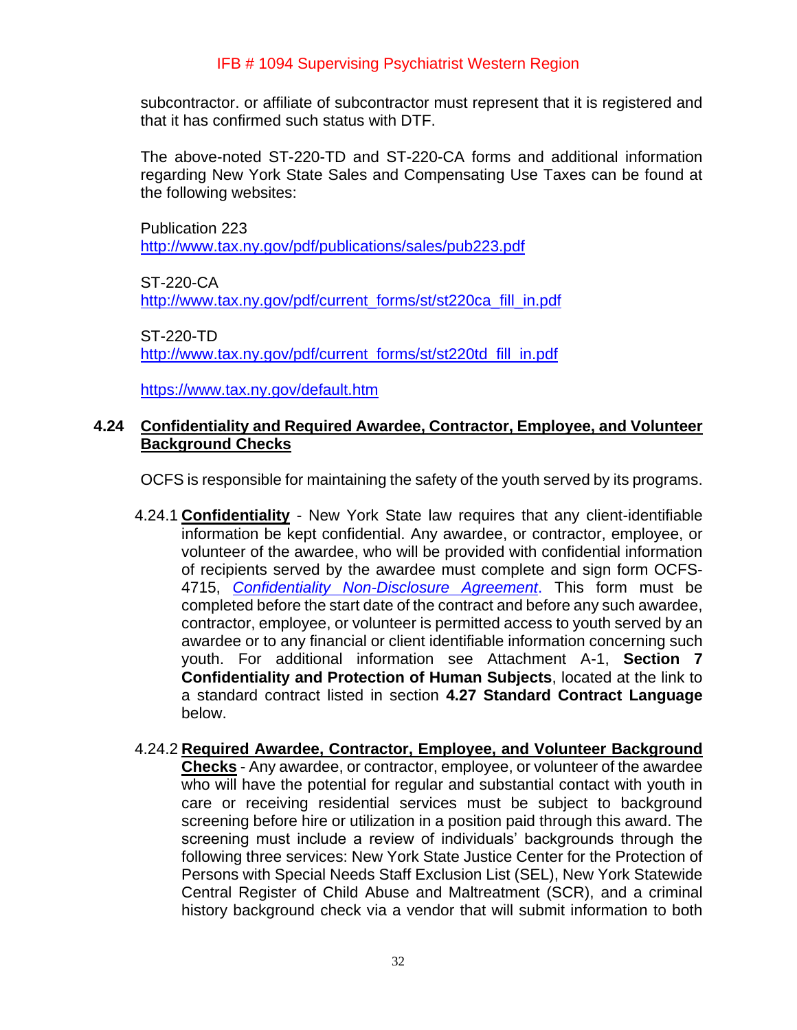subcontractor. or affiliate of subcontractor must represent that it is registered and that it has confirmed such status with DTF.

The above-noted ST-220-TD and ST-220-CA forms and additional information regarding New York State Sales and Compensating Use Taxes can be found at the following websites:

Publication 223
http://www.tax.ny.gov/pdf/publications/sales/pub223.pdf

ST-220-CA
http://www.tax.ny.gov/pdf/current_forms/st/st220ca_fill_in.pdf

ST-220-TD
http://www.tax.ny.gov/pdf/current_forms/st/st220td_fill_in.pdf

https://www.tax.ny.gov/default.htm

## 4.24 Confidentiality and Required Awardee, Contractor, Employee, and Volunteer Background Checks

OCFS is responsible for maintaining the safety of the youth served by its programs.

4.24.1 **Confidentiality** - New York State law requires that any client-identifiable information be kept confidential. Any awardee, or contractor, employee, or volunteer of the awardee, who will be provided with confidential information of recipients served by the awardee must complete and sign form OCFS-4715, *Confidentiality Non-Disclosure Agreement*. This form must be completed before the start date of the contract and before any such awardee, contractor, employee, or volunteer is permitted access to youth served by an awardee or to any financial or client identifiable information concerning such youth. For additional information see Attachment A-1, **Section 7 Confidentiality and Protection of Human Subjects**, located at the link to a standard contract listed in section **4.27 Standard Contract Language** below.

4.24.2 **Required Awardee, Contractor, Employee, and Volunteer Background Checks** - Any awardee, or contractor, employee, or volunteer of the awardee who will have the potential for regular and substantial contact with youth in care or receiving residential services must be subject to background screening before hire or utilization in a position paid through this award. The screening must include a review of individuals' backgrounds through the following three services: New York State Justice Center for the Protection of Persons with Special Needs Staff Exclusion List (SEL), New York Statewide Central Register of Child Abuse and Maltreatment (SCR), and a criminal history background check via a vendor that will submit information to both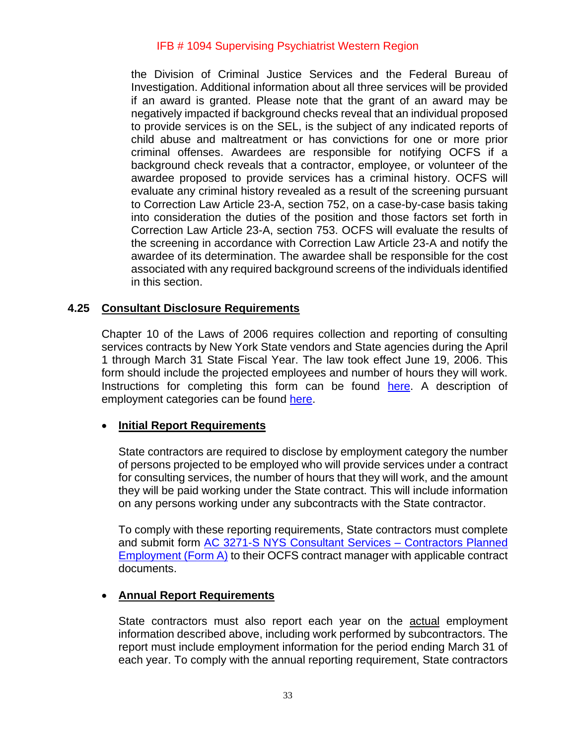the Division of Criminal Justice Services and the Federal Bureau of Investigation. Additional information about all three services will be provided if an award is granted. Please note that the grant of an award may be negatively impacted if background checks reveal that an individual proposed to provide services is on the SEL, is the subject of any indicated reports of child abuse and maltreatment or has convictions for one or more prior criminal offenses. Awardees are responsible for notifying OCFS if a background check reveals that a contractor, employee, or volunteer of the awardee proposed to provide services has a criminal history. OCFS will evaluate any criminal history revealed as a result of the screening pursuant to Correction Law Article 23-A, section 752, on a case-by-case basis taking into consideration the duties of the position and those factors set forth in Correction Law Article 23-A, section 753. OCFS will evaluate the results of the screening in accordance with Correction Law Article 23-A and notify the awardee of its determination. The awardee shall be responsible for the cost associated with any required background screens of the individuals identified in this section.

### 4.25 Consultant Disclosure Requirements

Chapter 10 of the Laws of 2006 requires collection and reporting of consulting services contracts by New York State vendors and State agencies during the April 1 through March 31 State Fiscal Year. The law took effect June 19, 2006. This form should include the projected employees and number of hours they will work. Instructions for completing this form can be found here. A description of employment categories can be found here.

- **Initial Report Requirements**

  State contractors are required to disclose by employment category the number of persons projected to be employed who will provide services under a contract for consulting services, the number of hours that they will work, and the amount they will be paid working under the State contract. This will include information on any persons working under any subcontracts with the State contractor.

  To comply with these reporting requirements, State contractors must complete and submit form AC 3271-S NYS Consultant Services – Contractors Planned Employment (Form A) to their OCFS contract manager with applicable contract documents.

- **Annual Report Requirements**

  State contractors must also report each year on the actual employment information described above, including work performed by subcontractors. The report must include employment information for the period ending March 31 of each year. To comply with the annual reporting requirement, State contractors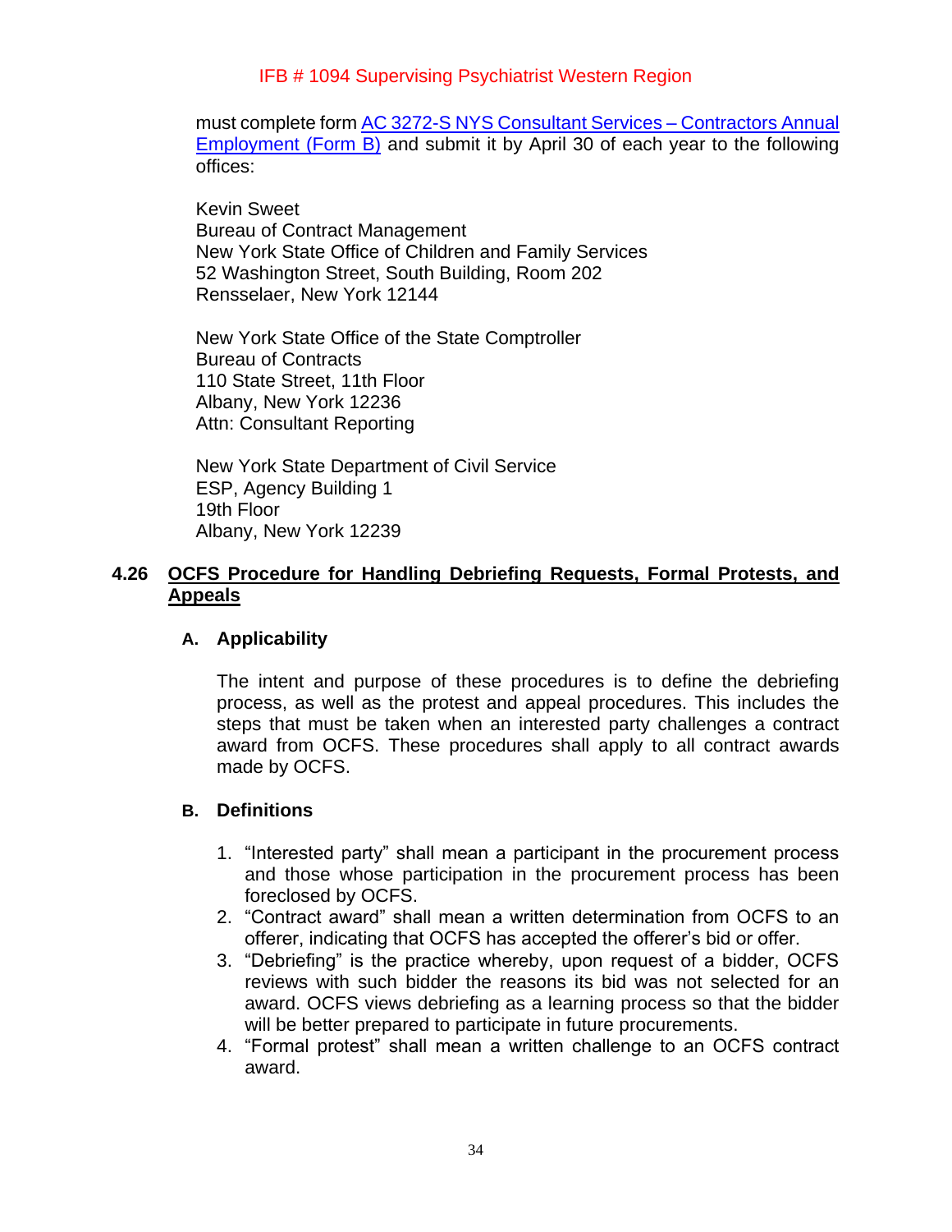must complete form AC 3272-S NYS Consultant Services – Contractors Annual Employment (Form B) and submit it by April 30 of each year to the following offices:

Kevin Sweet
Bureau of Contract Management
New York State Office of Children and Family Services
52 Washington Street, South Building, Room 202
Rensselaer, New York 12144

New York State Office of the State Comptroller
Bureau of Contracts
110 State Street, 11th Floor
Albany, New York 12236
Attn: Consultant Reporting

New York State Department of Civil Service
ESP, Agency Building 1
19th Floor
Albany, New York 12239

## 4.26 OCFS Procedure for Handling Debriefing Requests, Formal Protests, and Appeals

### A. Applicability

The intent and purpose of these procedures is to define the debriefing process, as well as the protest and appeal procedures. This includes the steps that must be taken when an interested party challenges a contract award from OCFS. These procedures shall apply to all contract awards made by OCFS.

### B. Definitions

1. "Interested party" shall mean a participant in the procurement process and those whose participation in the procurement process has been foreclosed by OCFS.
2. "Contract award" shall mean a written determination from OCFS to an offerer, indicating that OCFS has accepted the offerer's bid or offer.
3. "Debriefing" is the practice whereby, upon request of a bidder, OCFS reviews with such bidder the reasons its bid was not selected for an award. OCFS views debriefing as a learning process so that the bidder will be better prepared to participate in future procurements.
4. "Formal protest" shall mean a written challenge to an OCFS contract award.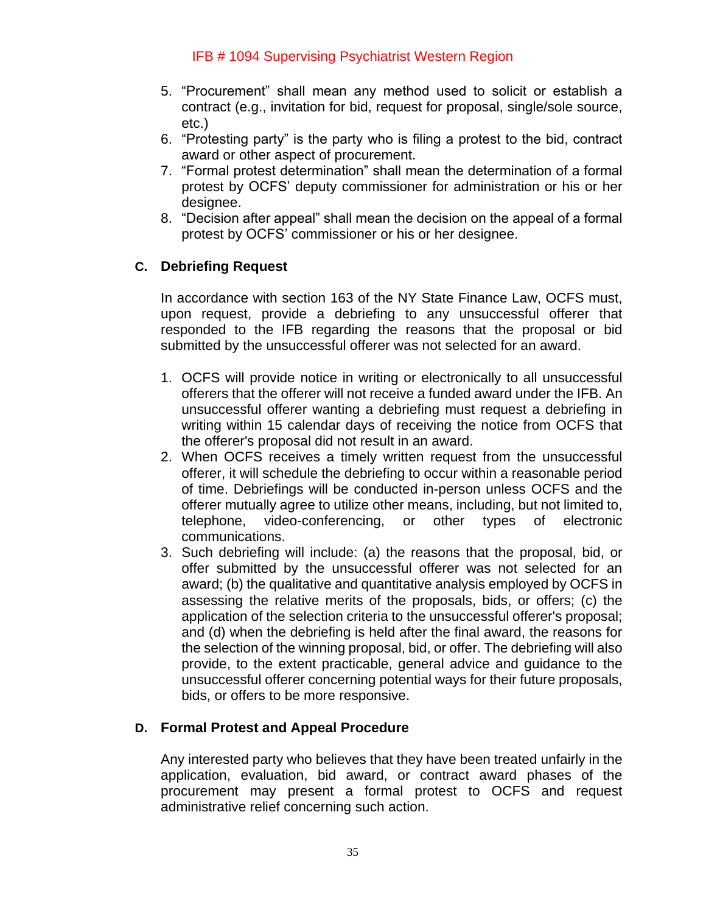5. "Procurement" shall mean any method used to solicit or establish a contract (e.g., invitation for bid, request for proposal, single/sole source, etc.)
6. "Protesting party" is the party who is filing a protest to the bid, contract award or other aspect of procurement.
7. "Formal protest determination" shall mean the determination of a formal protest by OCFS' deputy commissioner for administration or his or her designee.
8. "Decision after appeal" shall mean the decision on the appeal of a formal protest by OCFS' commissioner or his or her designee.

### C. Debriefing Request

In accordance with section 163 of the NY State Finance Law, OCFS must, upon request, provide a debriefing to any unsuccessful offerer that responded to the IFB regarding the reasons that the proposal or bid submitted by the unsuccessful offerer was not selected for an award.

1. OCFS will provide notice in writing or electronically to all unsuccessful offerers that the offerer will not receive a funded award under the IFB. An unsuccessful offerer wanting a debriefing must request a debriefing in writing within 15 calendar days of receiving the notice from OCFS that the offerer's proposal did not result in an award.
2. When OCFS receives a timely written request from the unsuccessful offerer, it will schedule the debriefing to occur within a reasonable period of time. Debriefings will be conducted in-person unless OCFS and the offerer mutually agree to utilize other means, including, but not limited to, telephone, video-conferencing, or other types of electronic communications.
3. Such debriefing will include: (a) the reasons that the proposal, bid, or offer submitted by the unsuccessful offerer was not selected for an award; (b) the qualitative and quantitative analysis employed by OCFS in assessing the relative merits of the proposals, bids, or offers; (c) the application of the selection criteria to the unsuccessful offerer's proposal; and (d) when the debriefing is held after the final award, the reasons for the selection of the winning proposal, bid, or offer. The debriefing will also provide, to the extent practicable, general advice and guidance to the unsuccessful offerer concerning potential ways for their future proposals, bids, or offers to be more responsive.

### D. Formal Protest and Appeal Procedure

Any interested party who believes that they have been treated unfairly in the application, evaluation, bid award, or contract award phases of the procurement may present a formal protest to OCFS and request administrative relief concerning such action.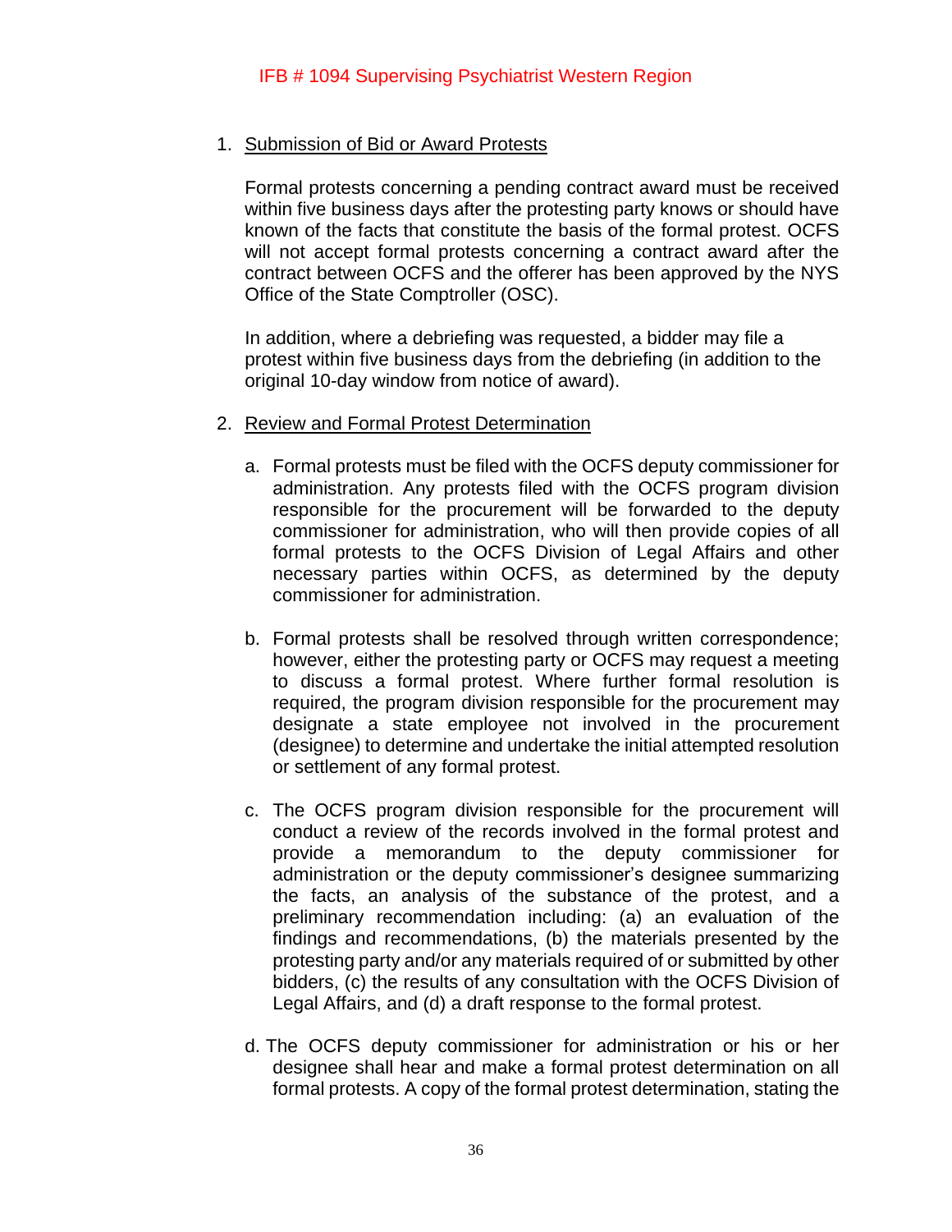1. Submission of Bid or Award Protests

   Formal protests concerning a pending contract award must be received within five business days after the protesting party knows or should have known of the facts that constitute the basis of the formal protest. OCFS will not accept formal protests concerning a contract award after the contract between OCFS and the offerer has been approved by the NYS Office of the State Comptroller (OSC).

   In addition, where a debriefing was requested, a bidder may file a protest within five business days from the debriefing (in addition to the original 10-day window from notice of award).

2. Review and Formal Protest Determination

   a. Formal protests must be filed with the OCFS deputy commissioner for administration. Any protests filed with the OCFS program division responsible for the procurement will be forwarded to the deputy commissioner for administration, who will then provide copies of all formal protests to the OCFS Division of Legal Affairs and other necessary parties within OCFS, as determined by the deputy commissioner for administration.

   b. Formal protests shall be resolved through written correspondence; however, either the protesting party or OCFS may request a meeting to discuss a formal protest. Where further formal resolution is required, the program division responsible for the procurement may designate a state employee not involved in the procurement (designee) to determine and undertake the initial attempted resolution or settlement of any formal protest.

   c. The OCFS program division responsible for the procurement will conduct a review of the records involved in the formal protest and provide a memorandum to the deputy commissioner for administration or the deputy commissioner's designee summarizing the facts, an analysis of the substance of the protest, and a preliminary recommendation including: (a) an evaluation of the findings and recommendations, (b) the materials presented by the protesting party and/or any materials required of or submitted by other bidders, (c) the results of any consultation with the OCFS Division of Legal Affairs, and (d) a draft response to the formal protest.

   d. The OCFS deputy commissioner for administration or his or her designee shall hear and make a formal protest determination on all formal protests. A copy of the formal protest determination, stating the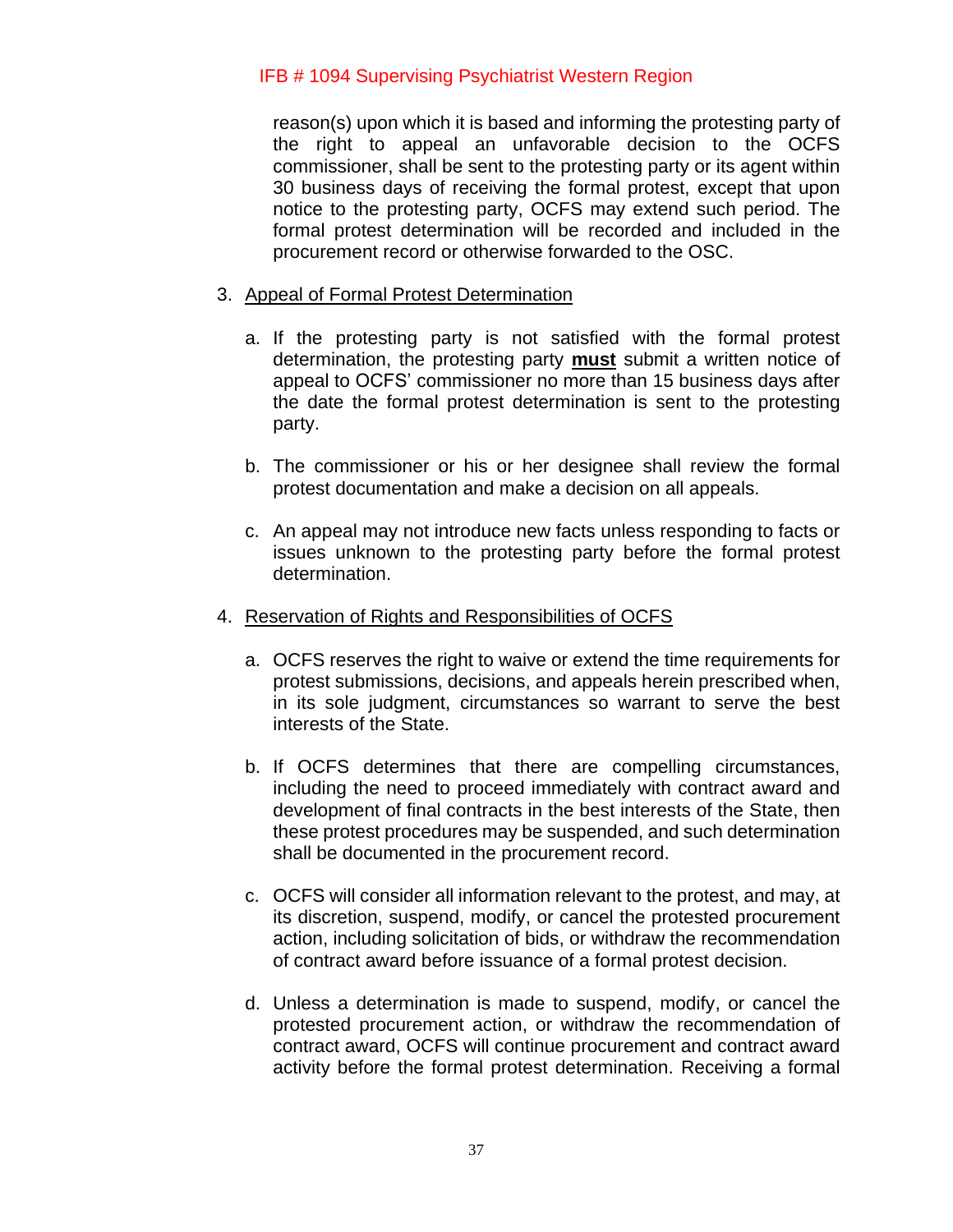reason(s) upon which it is based and informing the protesting party of the right to appeal an unfavorable decision to the OCFS commissioner, shall be sent to the protesting party or its agent within 30 business days of receiving the formal protest, except that upon notice to the protesting party, OCFS may extend such period. The formal protest determination will be recorded and included in the procurement record or otherwise forwarded to the OSC.

3. Appeal of Formal Protest Determination

   a. If the protesting party is not satisfied with the formal protest determination, the protesting party **must** submit a written notice of appeal to OCFS' commissioner no more than 15 business days after the date the formal protest determination is sent to the protesting party.

   b. The commissioner or his or her designee shall review the formal protest documentation and make a decision on all appeals.

   c. An appeal may not introduce new facts unless responding to facts or issues unknown to the protesting party before the formal protest determination.

4. Reservation of Rights and Responsibilities of OCFS

   a. OCFS reserves the right to waive or extend the time requirements for protest submissions, decisions, and appeals herein prescribed when, in its sole judgment, circumstances so warrant to serve the best interests of the State.

   b. If OCFS determines that there are compelling circumstances, including the need to proceed immediately with contract award and development of final contracts in the best interests of the State, then these protest procedures may be suspended, and such determination shall be documented in the procurement record.

   c. OCFS will consider all information relevant to the protest, and may, at its discretion, suspend, modify, or cancel the protested procurement action, including solicitation of bids, or withdraw the recommendation of contract award before issuance of a formal protest decision.

   d. Unless a determination is made to suspend, modify, or cancel the protested procurement action, or withdraw the recommendation of contract award, OCFS will continue procurement and contract award activity before the formal protest determination. Receiving a formal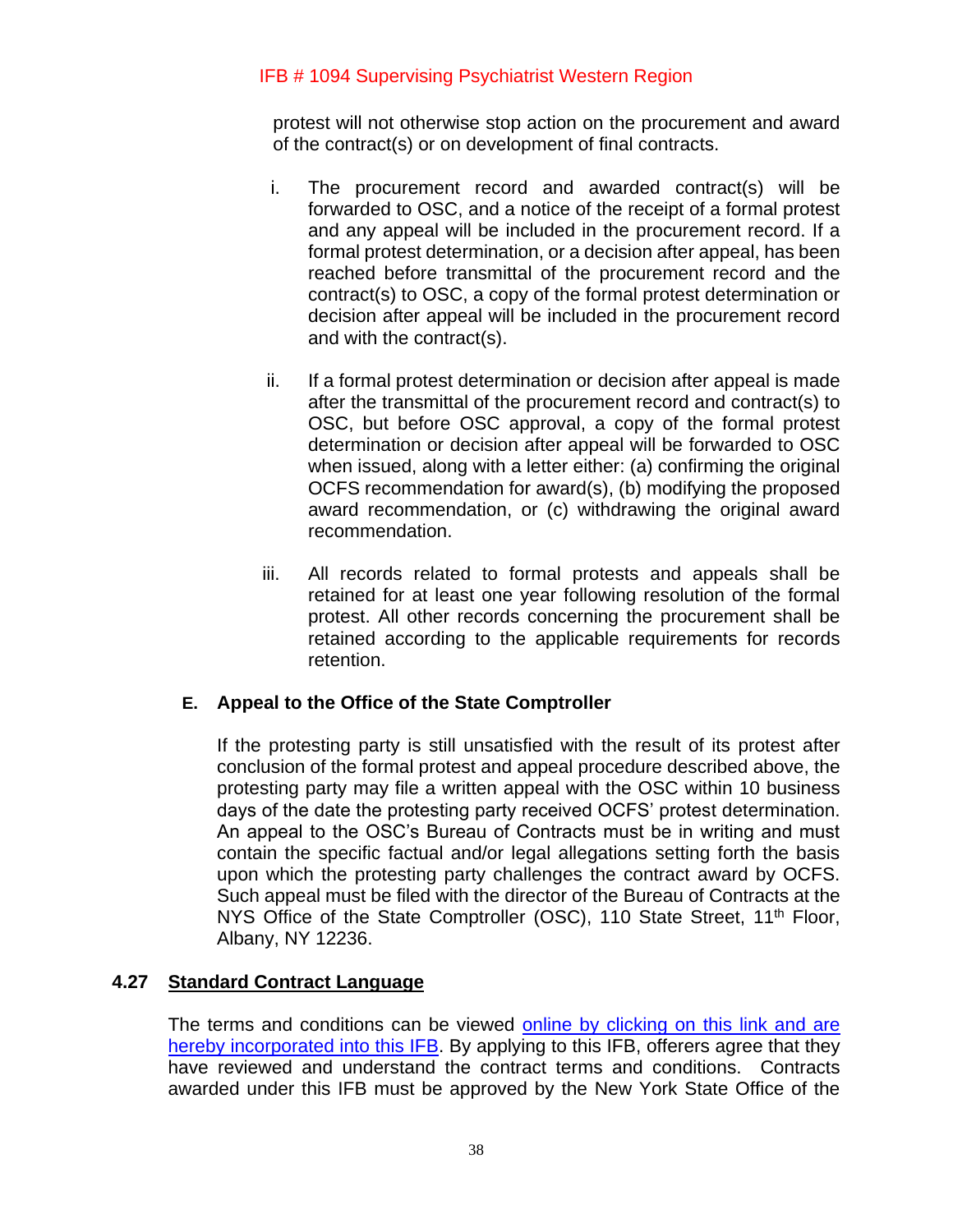protest will not otherwise stop action on the procurement and award of the contract(s) or on development of final contracts.

i. The procurement record and awarded contract(s) will be forwarded to OSC, and a notice of the receipt of a formal protest and any appeal will be included in the procurement record. If a formal protest determination, or a decision after appeal, has been reached before transmittal of the procurement record and the contract(s) to OSC, a copy of the formal protest determination or decision after appeal will be included in the procurement record and with the contract(s).

ii. If a formal protest determination or decision after appeal is made after the transmittal of the procurement record and contract(s) to OSC, but before OSC approval, a copy of the formal protest determination or decision after appeal will be forwarded to OSC when issued, along with a letter either: (a) confirming the original OCFS recommendation for award(s), (b) modifying the proposed award recommendation, or (c) withdrawing the original award recommendation.

iii. All records related to formal protests and appeals shall be retained for at least one year following resolution of the formal protest. All other records concerning the procurement shall be retained according to the applicable requirements for records retention.

**E. Appeal to the Office of the State Comptroller**

If the protesting party is still unsatisfied with the result of its protest after conclusion of the formal protest and appeal procedure described above, the protesting party may file a written appeal with the OSC within 10 business days of the date the protesting party received OCFS' protest determination. An appeal to the OSC's Bureau of Contracts must be in writing and must contain the specific factual and/or legal allegations setting forth the basis upon which the protesting party challenges the contract award by OCFS. Such appeal must be filed with the director of the Bureau of Contracts at the NYS Office of the State Comptroller (OSC), 110 State Street, 11th Floor, Albany, NY 12236.

## 4.27 Standard Contract Language

The terms and conditions can be viewed online by clicking on this link and are hereby incorporated into this IFB. By applying to this IFB, offerers agree that they have reviewed and understand the contract terms and conditions. Contracts awarded under this IFB must be approved by the New York State Office of the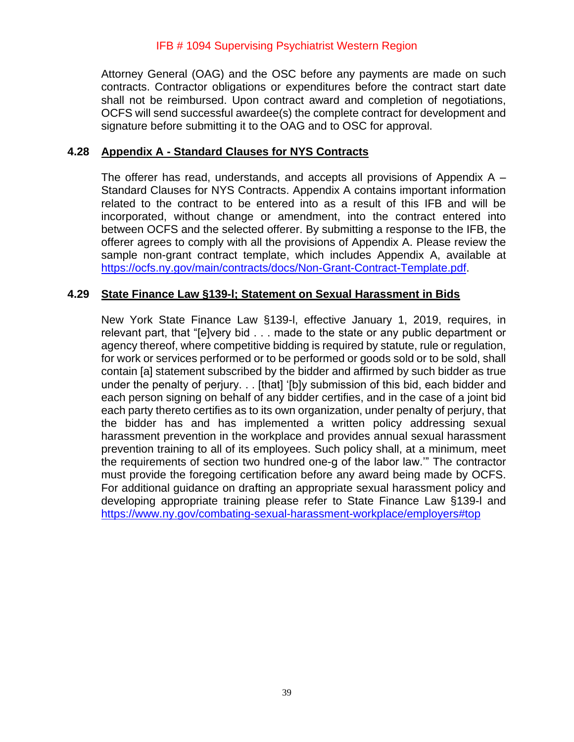Attorney General (OAG) and the OSC before any payments are made on such contracts. Contractor obligations or expenditures before the contract start date shall not be reimbursed. Upon contract award and completion of negotiations, OCFS will send successful awardee(s) the complete contract for development and signature before submitting it to the OAG and to OSC for approval.

### 4.28 Appendix A - Standard Clauses for NYS Contracts

The offerer has read, understands, and accepts all provisions of Appendix A – Standard Clauses for NYS Contracts. Appendix A contains important information related to the contract to be entered into as a result of this IFB and will be incorporated, without change or amendment, into the contract entered into between OCFS and the selected offerer. By submitting a response to the IFB, the offerer agrees to comply with all the provisions of Appendix A. Please review the sample non-grant contract template, which includes Appendix A, available at https://ocfs.ny.gov/main/contracts/docs/Non-Grant-Contract-Template.pdf.

### 4.29 State Finance Law §139-l; Statement on Sexual Harassment in Bids

New York State Finance Law §139-l, effective January 1, 2019, requires, in relevant part, that "[e]very bid . . . made to the state or any public department or agency thereof, where competitive bidding is required by statute, rule or regulation, for work or services performed or to be performed or goods sold or to be sold, shall contain [a] statement subscribed by the bidder and affirmed by such bidder as true under the penalty of perjury. . . [that] '[b]y submission of this bid, each bidder and each person signing on behalf of any bidder certifies, and in the case of a joint bid each party thereto certifies as to its own organization, under penalty of perjury, that the bidder has and has implemented a written policy addressing sexual harassment prevention in the workplace and provides annual sexual harassment prevention training to all of its employees. Such policy shall, at a minimum, meet the requirements of section two hundred one-g of the labor law.'" The contractor must provide the foregoing certification before any award being made by OCFS. For additional guidance on drafting an appropriate sexual harassment policy and developing appropriate training please refer to State Finance Law §139-l and https://www.ny.gov/combating-sexual-harassment-workplace/employers#top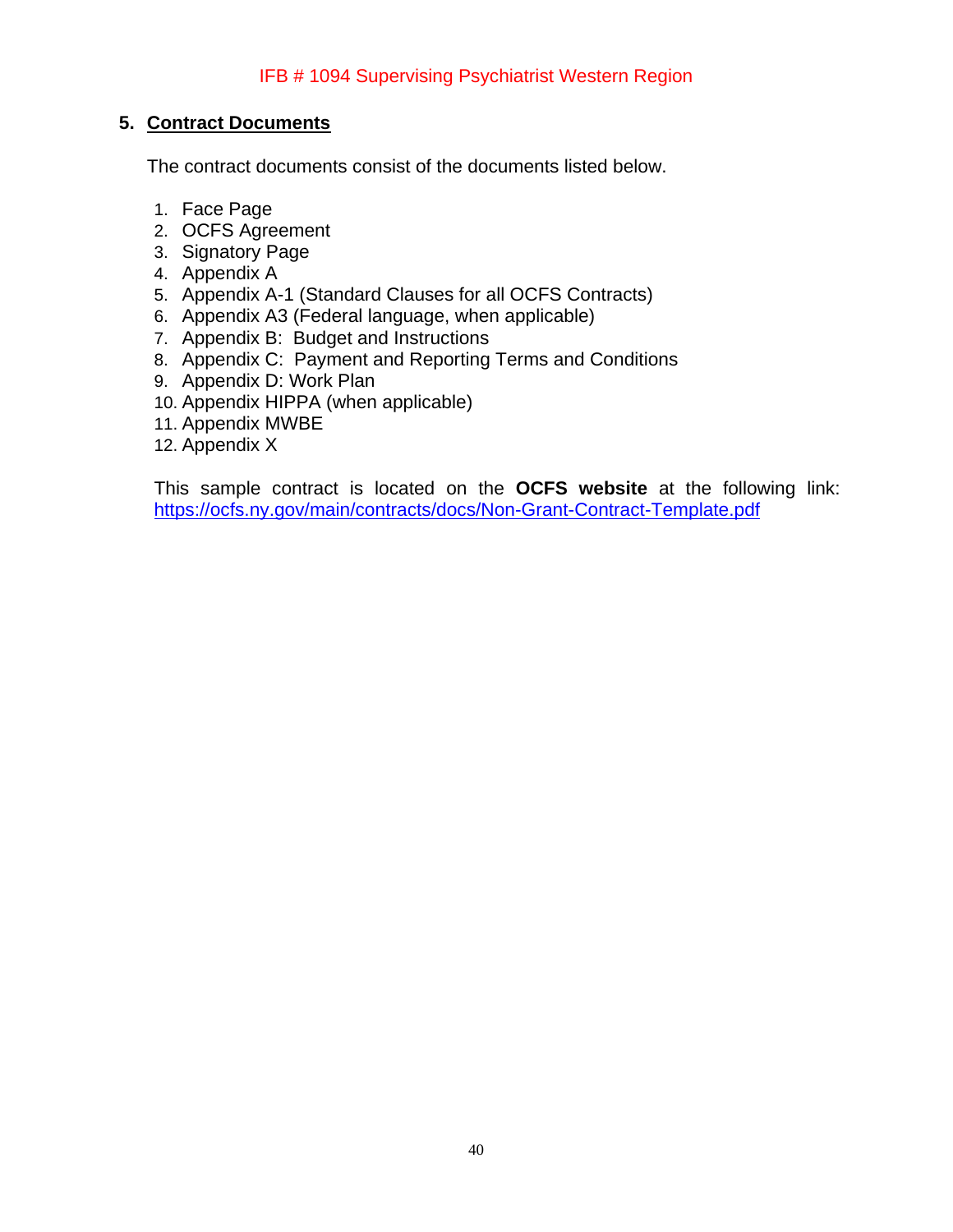## 5. Contract Documents

The contract documents consist of the documents listed below.

1. Face Page
2. OCFS Agreement
3. Signatory Page
4. Appendix A
5. Appendix A-1 (Standard Clauses for all OCFS Contracts)
6. Appendix A3 (Federal language, when applicable)
7. Appendix B: Budget and Instructions
8. Appendix C: Payment and Reporting Terms and Conditions
9. Appendix D: Work Plan
10. Appendix HIPPA (when applicable)
11. Appendix MWBE
12. Appendix X

This sample contract is located on the **OCFS website** at the following link: https://ocfs.ny.gov/main/contracts/docs/Non-Grant-Contract-Template.pdf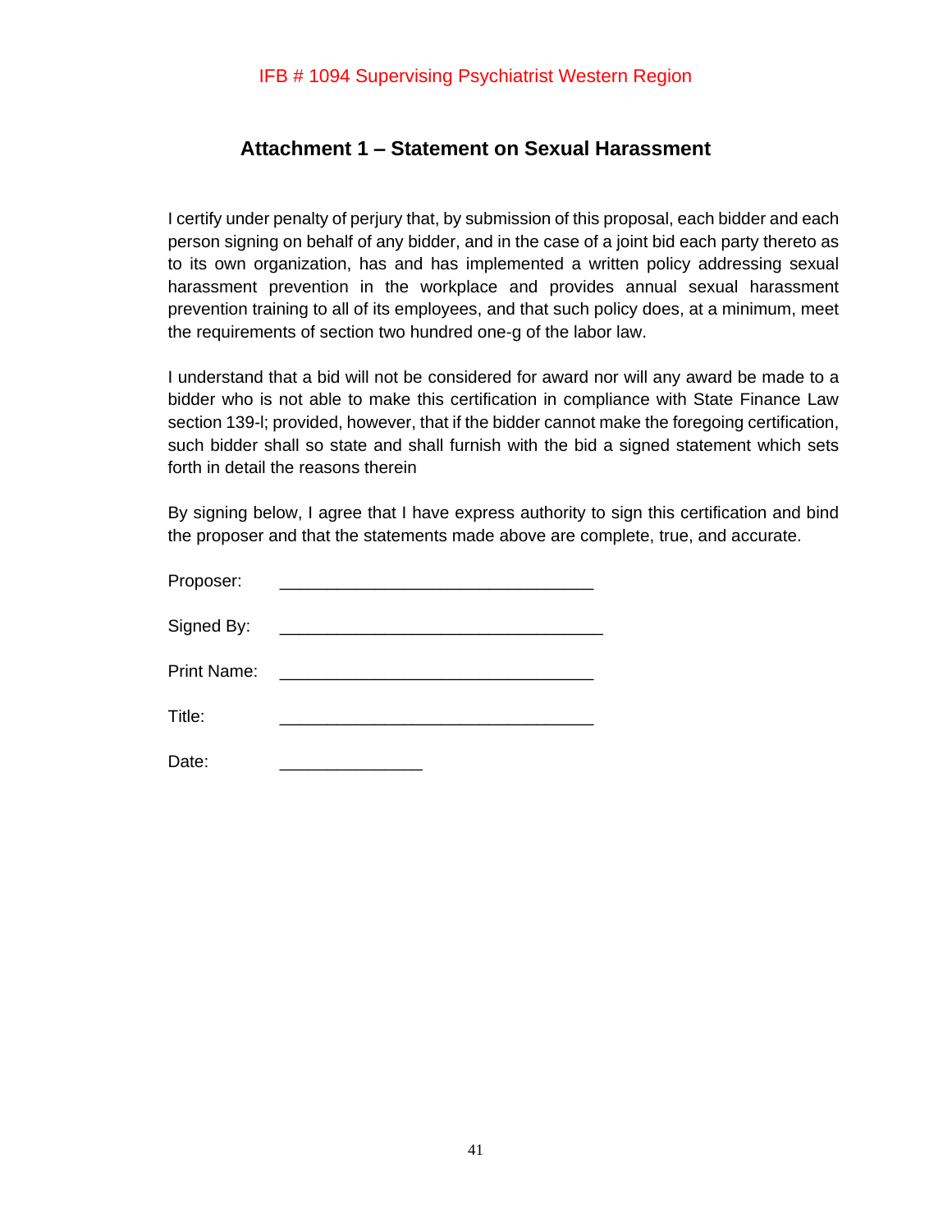IFB # 1094 Supervising Psychiatrist Western Region

## Attachment 1 – Statement on Sexual Harassment

I certify under penalty of perjury that, by submission of this proposal, each bidder and each person signing on behalf of any bidder, and in the case of a joint bid each party thereto as to its own organization, has and has implemented a written policy addressing sexual harassment prevention in the workplace and provides annual sexual harassment prevention training to all of its employees, and that such policy does, at a minimum, meet the requirements of section two hundred one-g of the labor law.

I understand that a bid will not be considered for award nor will any award be made to a bidder who is not able to make this certification in compliance with State Finance Law section 139-l; provided, however, that if the bidder cannot make the foregoing certification, such bidder shall so state and shall furnish with the bid a signed statement which sets forth in detail the reasons therein

By signing below, I agree that I have express authority to sign this certification and bind the proposer and that the statements made above are complete, true, and accurate.

Proposer: ________________________________

Signed By: _________________________________

Print Name: ________________________________

Title: ________________________________

Date: _______________